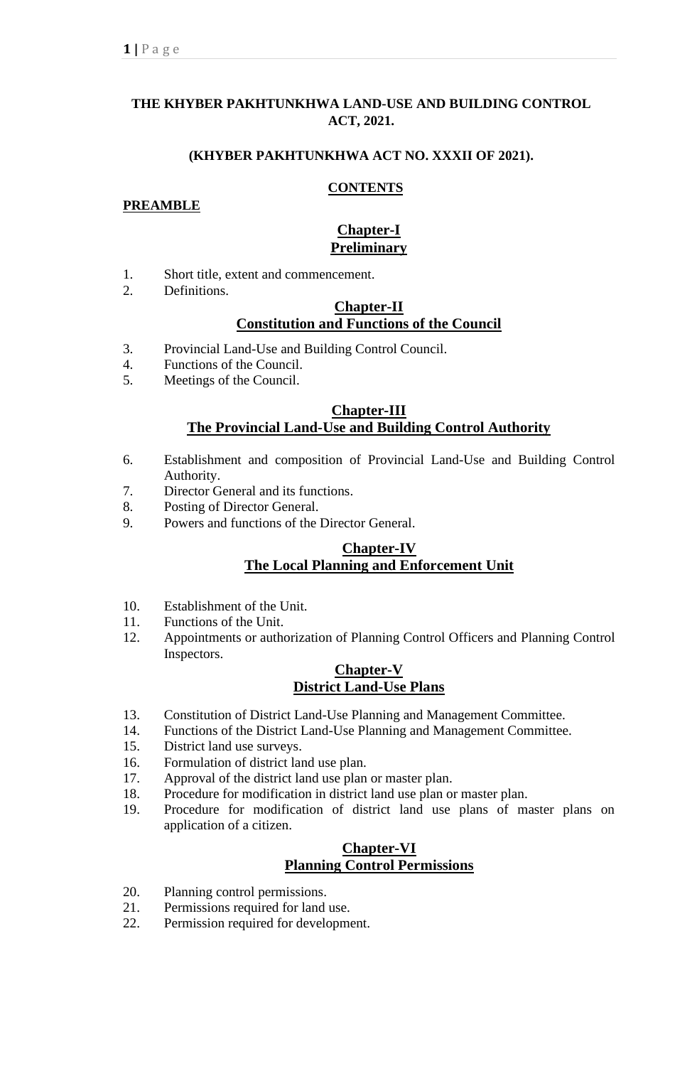# THE KHYBER PAKHTUNKHWA LAND-USE AND BUILDING CONTROL ACT, 2021.

## (KHYBER PAKHTUNKHWA ACT NO. XXXII OF 2021).

## CONTENTS

**PREAMBLE**

## Chapter-I
## Preliminary

1. Short title, extent and commencement.
2. Definitions.

## Chapter-II
## Constitution and Functions of the Council

3. Provincial Land-Use and Building Control Council.
4. Functions of the Council.
5. Meetings of the Council.

## Chapter-III
## The Provincial Land-Use and Building Control Authority

6. Establishment and composition of Provincial Land-Use and Building Control Authority.
7. Director General and its functions.
8. Posting of Director General.
9. Powers and functions of the Director General.

## Chapter-IV
## The Local Planning and Enforcement Unit

10. Establishment of the Unit.
11. Functions of the Unit.
12. Appointments or authorization of Planning Control Officers and Planning Control Inspectors.

## Chapter-V
## District Land-Use Plans

13. Constitution of District Land-Use Planning and Management Committee.
14. Functions of the District Land-Use Planning and Management Committee.
15. District land use surveys.
16. Formulation of district land use plan.
17. Approval of the district land use plan or master plan.
18. Procedure for modification in district land use plan or master plan.
19. Procedure for modification of district land use plans of master plans on application of a citizen.

## Chapter-VI
## Planning Control Permissions

20. Planning control permissions.
21. Permissions required for land use.
22. Permission required for development.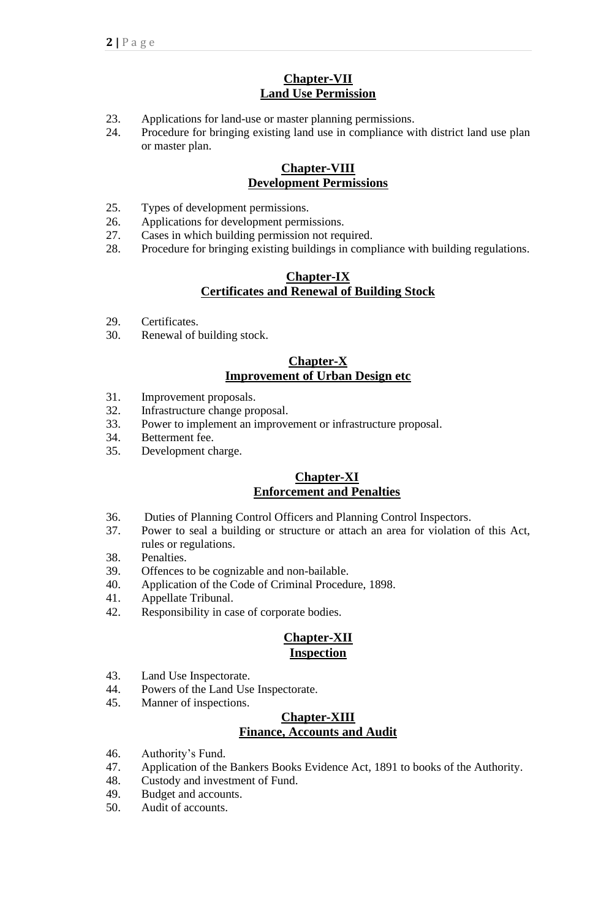**Chapter-VII**
**Land Use Permission**

23. Applications for land-use or master planning permissions.
24. Procedure for bringing existing land use in compliance with district land use plan or master plan.

**Chapter-VIII**
**Development Permissions**

25. Types of development permissions.
26. Applications for development permissions.
27. Cases in which building permission not required.
28. Procedure for bringing existing buildings in compliance with building regulations.

**Chapter-IX**
**Certificates and Renewal of Building Stock**

29. Certificates.
30. Renewal of building stock.

**Chapter-X**
**Improvement of Urban Design etc**

31. Improvement proposals.
32. Infrastructure change proposal.
33. Power to implement an improvement or infrastructure proposal.
34. Betterment fee.
35. Development charge.

**Chapter-XI**
**Enforcement and Penalties**

36. Duties of Planning Control Officers and Planning Control Inspectors.
37. Power to seal a building or structure or attach an area for violation of this Act, rules or regulations.
38. Penalties.
39. Offences to be cognizable and non-bailable.
40. Application of the Code of Criminal Procedure, 1898.
41. Appellate Tribunal.
42. Responsibility in case of corporate bodies.

**Chapter-XII**
**Inspection**

43. Land Use Inspectorate.
44. Powers of the Land Use Inspectorate.
45. Manner of inspections.

**Chapter-XIII**
**Finance, Accounts and Audit**

46. Authority's Fund.
47. Application of the Bankers Books Evidence Act, 1891 to books of the Authority.
48. Custody and investment of Fund.
49. Budget and accounts.
50. Audit of accounts.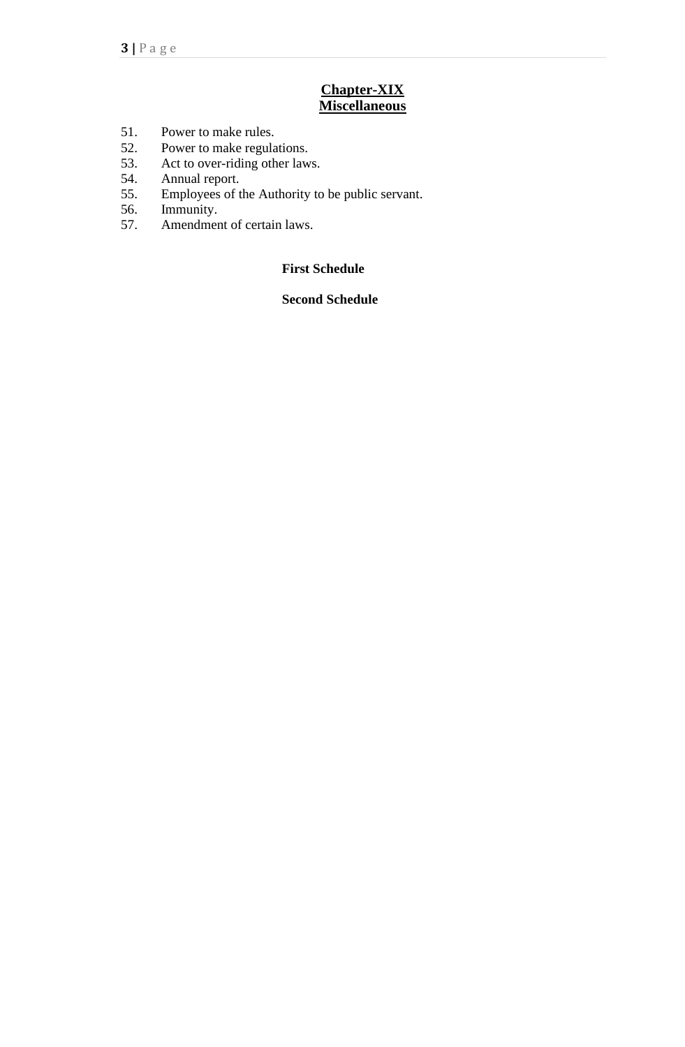## **Chapter-XIX**
## **Miscellaneous**

51. Power to make rules.
52. Power to make regulations.
53. Act to over-riding other laws.
54. Annual report.
55. Employees of the Authority to be public servant.
56. Immunity.
57. Amendment of certain laws.

**First Schedule**

**Second Schedule**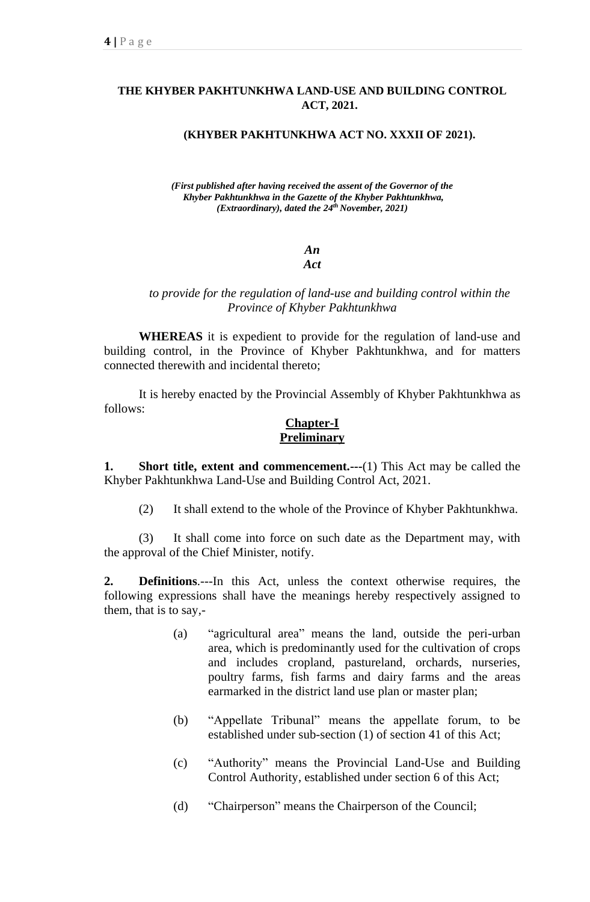**THE KHYBER PAKHTUNKHWA LAND-USE AND BUILDING CONTROL ACT, 2021.**

**(KHYBER PAKHTUNKHWA ACT NO. XXXII OF 2021).**

***(First published after having received the assent of the Governor of the Khyber Pakhtunkhwa in the Gazette of the Khyber Pakhtunkhwa, (Extraordinary), dated the 24th November, 2021)***

***An***
***Act***

*to provide for the regulation of land-use and building control within the Province of Khyber Pakhtunkhwa*

**WHEREAS** it is expedient to provide for the regulation of land-use and building control, in the Province of Khyber Pakhtunkhwa, and for matters connected therewith and incidental thereto;

It is hereby enacted by the Provincial Assembly of Khyber Pakhtunkhwa as follows:

## Chapter-I
## Preliminary

**1. Short title, extent and commencement.---**(1) This Act may be called the Khyber Pakhtunkhwa Land-Use and Building Control Act, 2021.

(2) It shall extend to the whole of the Province of Khyber Pakhtunkhwa.

(3) It shall come into force on such date as the Department may, with the approval of the Chief Minister, notify.

**2. Definitions**.---In this Act, unless the context otherwise requires, the following expressions shall have the meanings hereby respectively assigned to them, that is to say,-

(a) "agricultural area" means the land, outside the peri-urban area, which is predominantly used for the cultivation of crops and includes cropland, pastureland, orchards, nurseries, poultry farms, fish farms and dairy farms and the areas earmarked in the district land use plan or master plan;

(b) "Appellate Tribunal" means the appellate forum, to be established under sub-section (1) of section 41 of this Act;

(c) "Authority" means the Provincial Land-Use and Building Control Authority, established under section 6 of this Act;

(d) "Chairperson" means the Chairperson of the Council;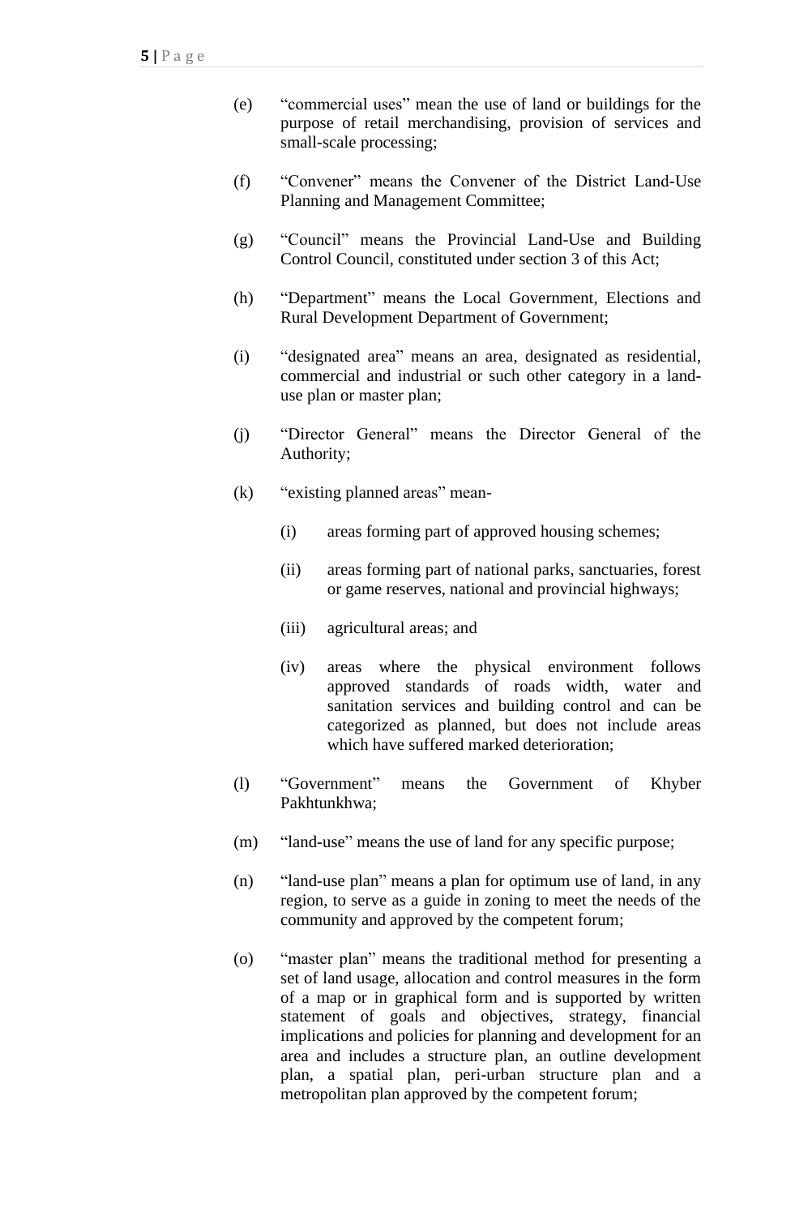(e) “commercial uses” mean the use of land or buildings for the purpose of retail merchandising, provision of services and small-scale processing;

(f) “Convener” means the Convener of the District Land-Use Planning and Management Committee;

(g) “Council” means the Provincial Land-Use and Building Control Council, constituted under section 3 of this Act;

(h) “Department” means the Local Government, Elections and Rural Development Department of Government;

(i) “designated area” means an area, designated as residential, commercial and industrial or such other category in a land-use plan or master plan;

(j) “Director General” means the Director General of the Authority;

(k) “existing planned areas” mean-

- (i) areas forming part of approved housing schemes;
- (ii) areas forming part of national parks, sanctuaries, forest or game reserves, national and provincial highways;
- (iii) agricultural areas; and
- (iv) areas where the physical environment follows approved standards of roads width, water and sanitation services and building control and can be categorized as planned, but does not include areas which have suffered marked deterioration;

(l) “Government” means the Government of Khyber Pakhtunkhwa;

(m) “land-use” means the use of land for any specific purpose;

(n) “land-use plan” means a plan for optimum use of land, in any region, to serve as a guide in zoning to meet the needs of the community and approved by the competent forum;

(o) “master plan” means the traditional method for presenting a set of land usage, allocation and control measures in the form of a map or in graphical form and is supported by written statement of goals and objectives, strategy, financial implications and policies for planning and development for an area and includes a structure plan, an outline development plan, a spatial plan, peri-urban structure plan and a metropolitan plan approved by the competent forum;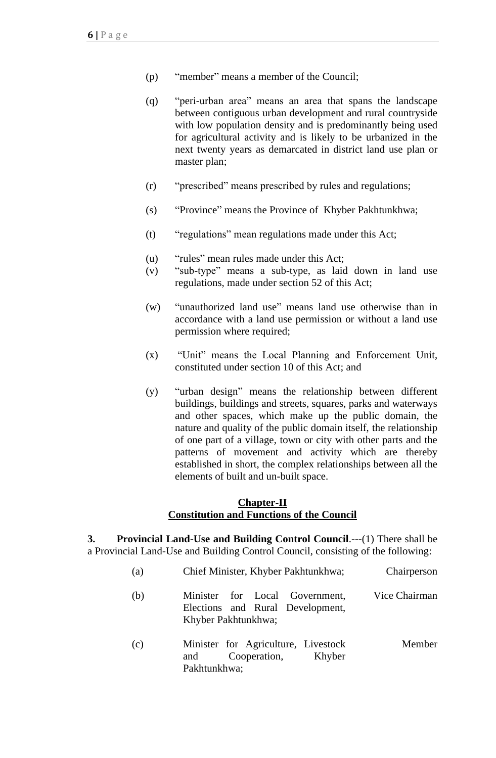(p) "member" means a member of the Council;

(q) "peri-urban area" means an area that spans the landscape between contiguous urban development and rural countryside with low population density and is predominantly being used for agricultural activity and is likely to be urbanized in the next twenty years as demarcated in district land use plan or master plan;

(r) "prescribed" means prescribed by rules and regulations;

(s) "Province" means the Province of Khyber Pakhtunkhwa;

(t) "regulations" mean regulations made under this Act;

(u) "rules" mean rules made under this Act;

(v) "sub-type" means a sub-type, as laid down in land use regulations, made under section 52 of this Act;

(w) "unauthorized land use" means land use otherwise than in accordance with a land use permission or without a land use permission where required;

(x) "Unit" means the Local Planning and Enforcement Unit, constituted under section 10 of this Act; and

(y) "urban design" means the relationship between different buildings, buildings and streets, squares, parks and waterways and other spaces, which make up the public domain, the nature and quality of the public domain itself, the relationship of one part of a village, town or city with other parts and the patterns of movement and activity which are thereby established in short, the complex relationships between all the elements of built and un-built space.

## Chapter-II
## Constitution and Functions of the Council

**3. Provincial Land-Use and Building Control Council**.---(1) There shall be a Provincial Land-Use and Building Control Council, consisting of the following:

| | | |
|---|---|---|
| (a) | Chief Minister, Khyber Pakhtunkhwa; | Chairperson |
| (b) | Minister for Local Government, Elections and Rural Development, Khyber Pakhtunkhwa; | Vice Chairman |
| (c) | Minister for Agriculture, Livestock and Cooperation, Khyber Pakhtunkhwa; | Member |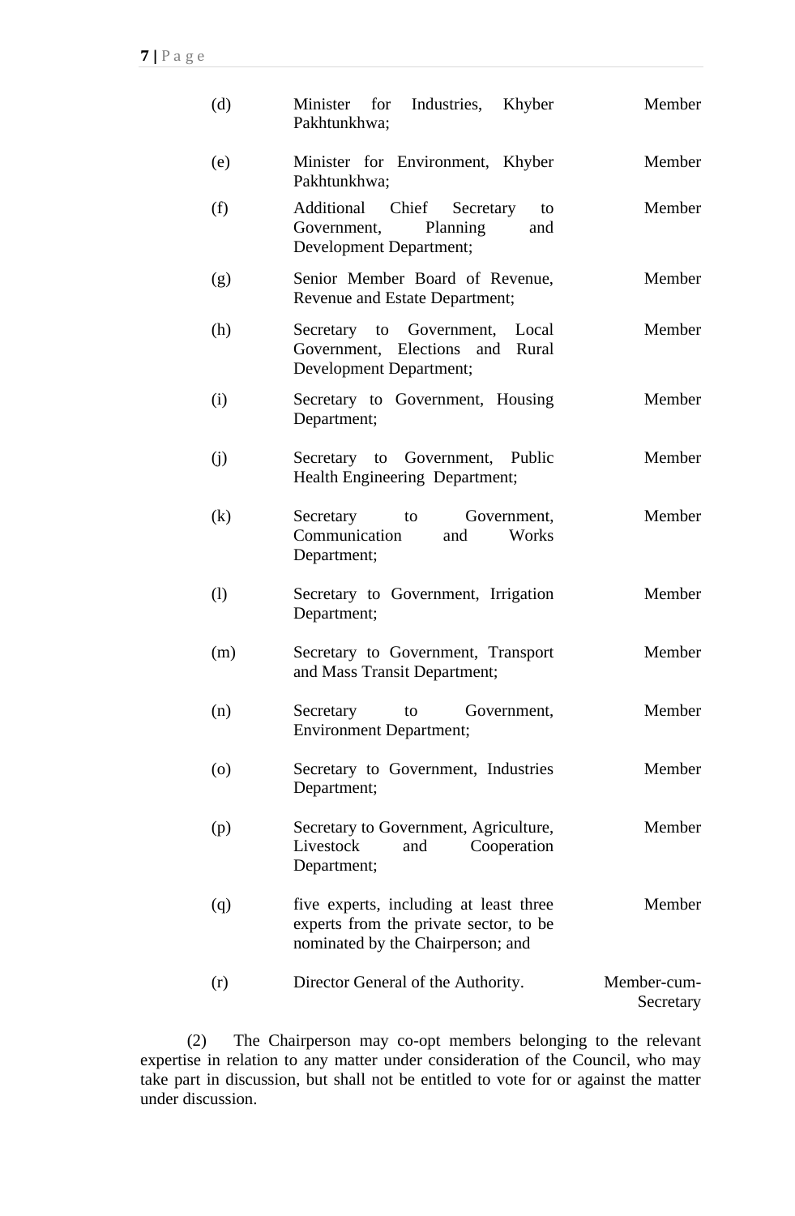| | | |
|---|---|---|
| (d) | Minister for Industries, Khyber Pakhtunkhwa; | Member |
| (e) | Minister for Environment, Khyber Pakhtunkhwa; | Member |
| (f) | Additional Chief Secretary to Government, Planning and Development Department; | Member |
| (g) | Senior Member Board of Revenue, Revenue and Estate Department; | Member |
| (h) | Secretary to Government, Local Government, Elections and Rural Development Department; | Member |
| (i) | Secretary to Government, Housing Department; | Member |
| (j) | Secretary to Government, Public Health Engineering Department; | Member |
| (k) | Secretary to Government, Communication and Works Department; | Member |
| (l) | Secretary to Government, Irrigation Department; | Member |
| (m) | Secretary to Government, Transport and Mass Transit Department; | Member |
| (n) | Secretary to Government, Environment Department; | Member |
| (o) | Secretary to Government, Industries Department; | Member |
| (p) | Secretary to Government, Agriculture, Livestock and Cooperation Department; | Member |
| (q) | five experts, including at least three experts from the private sector, to be nominated by the Chairperson; and | Member |
| (r) | Director General of the Authority. | Member-cum-Secretary |

(2) The Chairperson may co-opt members belonging to the relevant expertise in relation to any matter under consideration of the Council, who may take part in discussion, but shall not be entitled to vote for or against the matter under discussion.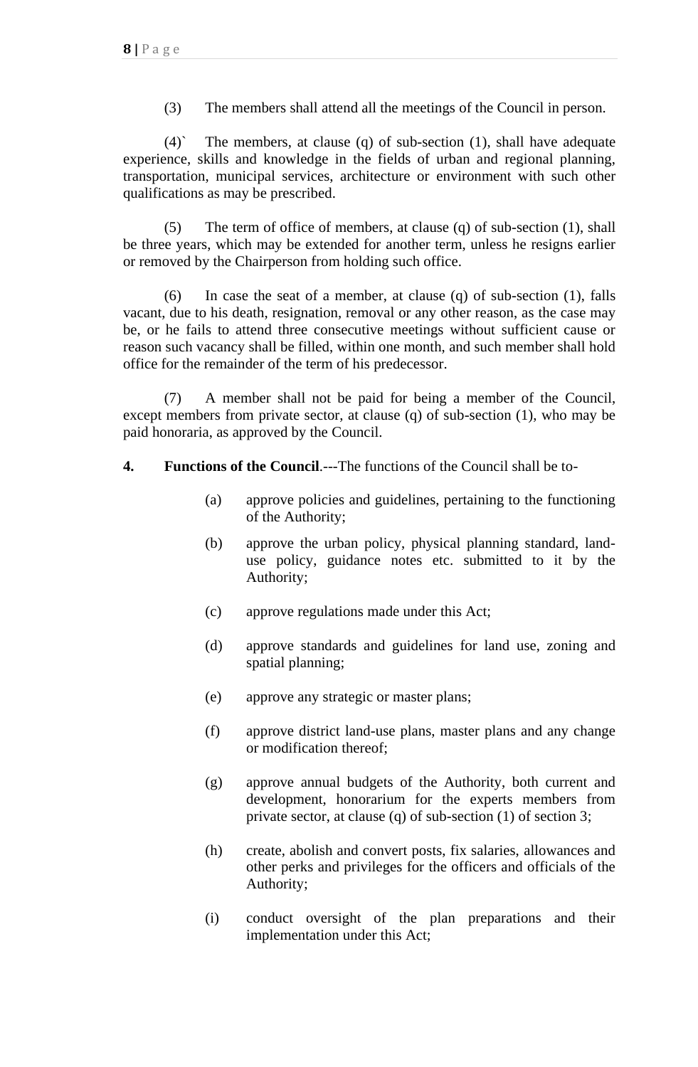(3) The members shall attend all the meetings of the Council in person.

(4)` The members, at clause (q) of sub-section (1), shall have adequate experience, skills and knowledge in the fields of urban and regional planning, transportation, municipal services, architecture or environment with such other qualifications as may be prescribed.

(5) The term of office of members, at clause (q) of sub-section (1), shall be three years, which may be extended for another term, unless he resigns earlier or removed by the Chairperson from holding such office.

(6) In case the seat of a member, at clause (q) of sub-section (1), falls vacant, due to his death, resignation, removal or any other reason, as the case may be, or he fails to attend three consecutive meetings without sufficient cause or reason such vacancy shall be filled, within one month, and such member shall hold office for the remainder of the term of his predecessor.

(7) A member shall not be paid for being a member of the Council, except members from private sector, at clause (q) of sub-section (1), who may be paid honoraria, as approved by the Council.

**4. Functions of the Council**.---The functions of the Council shall be to-

(a) approve policies and guidelines, pertaining to the functioning of the Authority;

(b) approve the urban policy, physical planning standard, land-use policy, guidance notes etc. submitted to it by the Authority;

(c) approve regulations made under this Act;

(d) approve standards and guidelines for land use, zoning and spatial planning;

(e) approve any strategic or master plans;

(f) approve district land-use plans, master plans and any change or modification thereof;

(g) approve annual budgets of the Authority, both current and development, honorarium for the experts members from private sector, at clause (q) of sub-section (1) of section 3;

(h) create, abolish and convert posts, fix salaries, allowances and other perks and privileges for the officers and officials of the Authority;

(i) conduct oversight of the plan preparations and their implementation under this Act;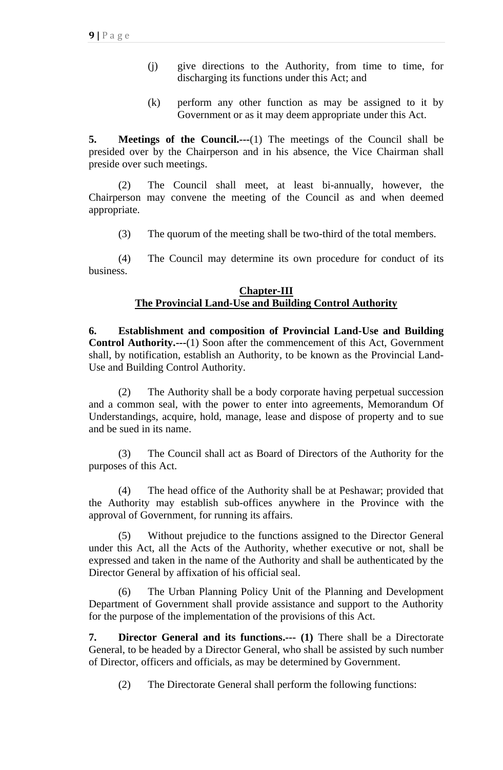(j) give directions to the Authority, from time to time, for discharging its functions under this Act; and

(k) perform any other function as may be assigned to it by Government or as it may deem appropriate under this Act.

**5. Meetings of the Council.---**(1) The meetings of the Council shall be presided over by the Chairperson and in his absence, the Vice Chairman shall preside over such meetings.

(2) The Council shall meet, at least bi-annually, however, the Chairperson may convene the meeting of the Council as and when deemed appropriate.

(3) The quorum of the meeting shall be two-third of the total members.

(4) The Council may determine its own procedure for conduct of its business.

## Chapter-III
## The Provincial Land-Use and Building Control Authority

**6. Establishment and composition of Provincial Land-Use and Building Control Authority.---**(1) Soon after the commencement of this Act, Government shall, by notification, establish an Authority, to be known as the Provincial Land-Use and Building Control Authority.

(2) The Authority shall be a body corporate having perpetual succession and a common seal, with the power to enter into agreements, Memorandum Of Understandings, acquire, hold, manage, lease and dispose of property and to sue and be sued in its name.

(3) The Council shall act as Board of Directors of the Authority for the purposes of this Act.

(4) The head office of the Authority shall be at Peshawar; provided that the Authority may establish sub-offices anywhere in the Province with the approval of Government, for running its affairs.

(5) Without prejudice to the functions assigned to the Director General under this Act, all the Acts of the Authority, whether executive or not, shall be expressed and taken in the name of the Authority and shall be authenticated by the Director General by affixation of his official seal.

(6) The Urban Planning Policy Unit of the Planning and Development Department of Government shall provide assistance and support to the Authority for the purpose of the implementation of the provisions of this Act.

**7. Director General and its functions.--- (1)** There shall be a Directorate General, to be headed by a Director General, who shall be assisted by such number of Director, officers and officials, as may be determined by Government.

(2) The Directorate General shall perform the following functions: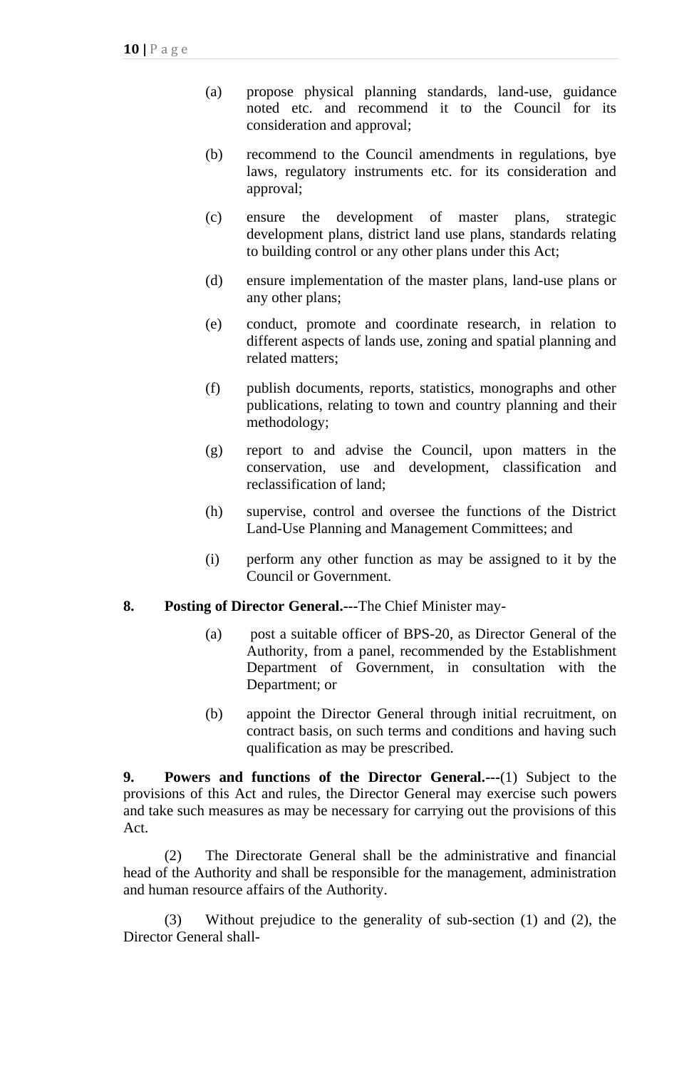(a) propose physical planning standards, land-use, guidance noted etc. and recommend it to the Council for its consideration and approval;

(b) recommend to the Council amendments in regulations, bye laws, regulatory instruments etc. for its consideration and approval;

(c) ensure the development of master plans, strategic development plans, district land use plans, standards relating to building control or any other plans under this Act;

(d) ensure implementation of the master plans, land-use plans or any other plans;

(e) conduct, promote and coordinate research, in relation to different aspects of lands use, zoning and spatial planning and related matters;

(f) publish documents, reports, statistics, monographs and other publications, relating to town and country planning and their methodology;

(g) report to and advise the Council, upon matters in the conservation, use and development, classification and reclassification of land;

(h) supervise, control and oversee the functions of the District Land-Use Planning and Management Committees; and

(i) perform any other function as may be assigned to it by the Council or Government.

**8. Posting of Director General.---**The Chief Minister may-

(a) post a suitable officer of BPS-20, as Director General of the Authority, from a panel, recommended by the Establishment Department of Government, in consultation with the Department; or

(b) appoint the Director General through initial recruitment, on contract basis, on such terms and conditions and having such qualification as may be prescribed.

**9. Powers and functions of the Director General.---**(1) Subject to the provisions of this Act and rules, the Director General may exercise such powers and take such measures as may be necessary for carrying out the provisions of this Act.

(2) The Directorate General shall be the administrative and financial head of the Authority and shall be responsible for the management, administration and human resource affairs of the Authority.

(3) Without prejudice to the generality of sub-section (1) and (2), the Director General shall-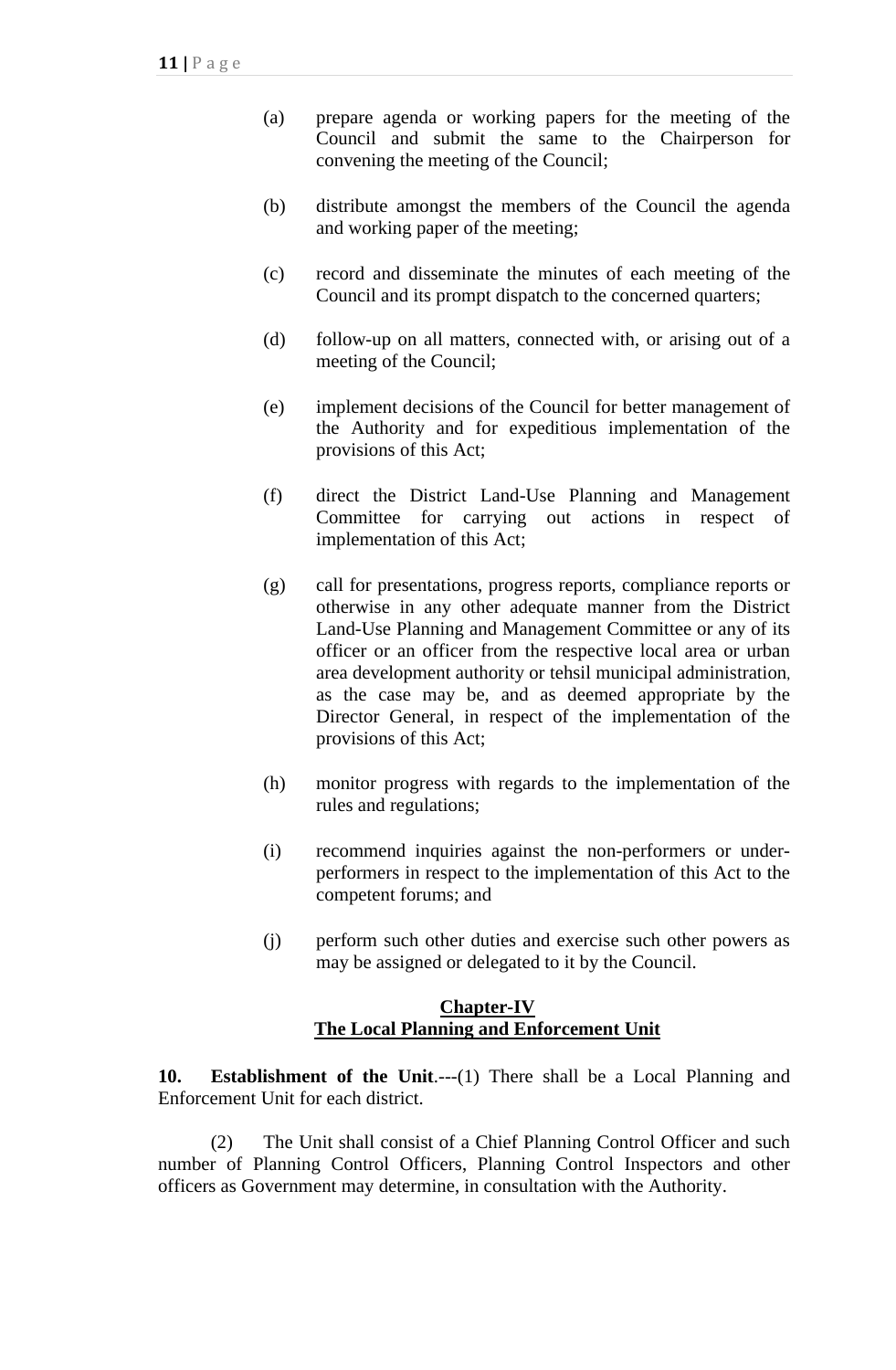(a) prepare agenda or working papers for the meeting of the Council and submit the same to the Chairperson for convening the meeting of the Council;

(b) distribute amongst the members of the Council the agenda and working paper of the meeting;

(c) record and disseminate the minutes of each meeting of the Council and its prompt dispatch to the concerned quarters;

(d) follow-up on all matters, connected with, or arising out of a meeting of the Council;

(e) implement decisions of the Council for better management of the Authority and for expeditious implementation of the provisions of this Act;

(f) direct the District Land-Use Planning and Management Committee for carrying out actions in respect of implementation of this Act;

(g) call for presentations, progress reports, compliance reports or otherwise in any other adequate manner from the District Land-Use Planning and Management Committee or any of its officer or an officer from the respective local area or urban area development authority or tehsil municipal administration, as the case may be, and as deemed appropriate by the Director General, in respect of the implementation of the provisions of this Act;

(h) monitor progress with regards to the implementation of the rules and regulations;

(i) recommend inquiries against the non-performers or under-performers in respect to the implementation of this Act to the competent forums; and

(j) perform such other duties and exercise such other powers as may be assigned or delegated to it by the Council.

## Chapter-IV
## The Local Planning and Enforcement Unit

**10. Establishment of the Unit**.---(1) There shall be a Local Planning and Enforcement Unit for each district.

(2) The Unit shall consist of a Chief Planning Control Officer and such number of Planning Control Officers, Planning Control Inspectors and other officers as Government may determine, in consultation with the Authority.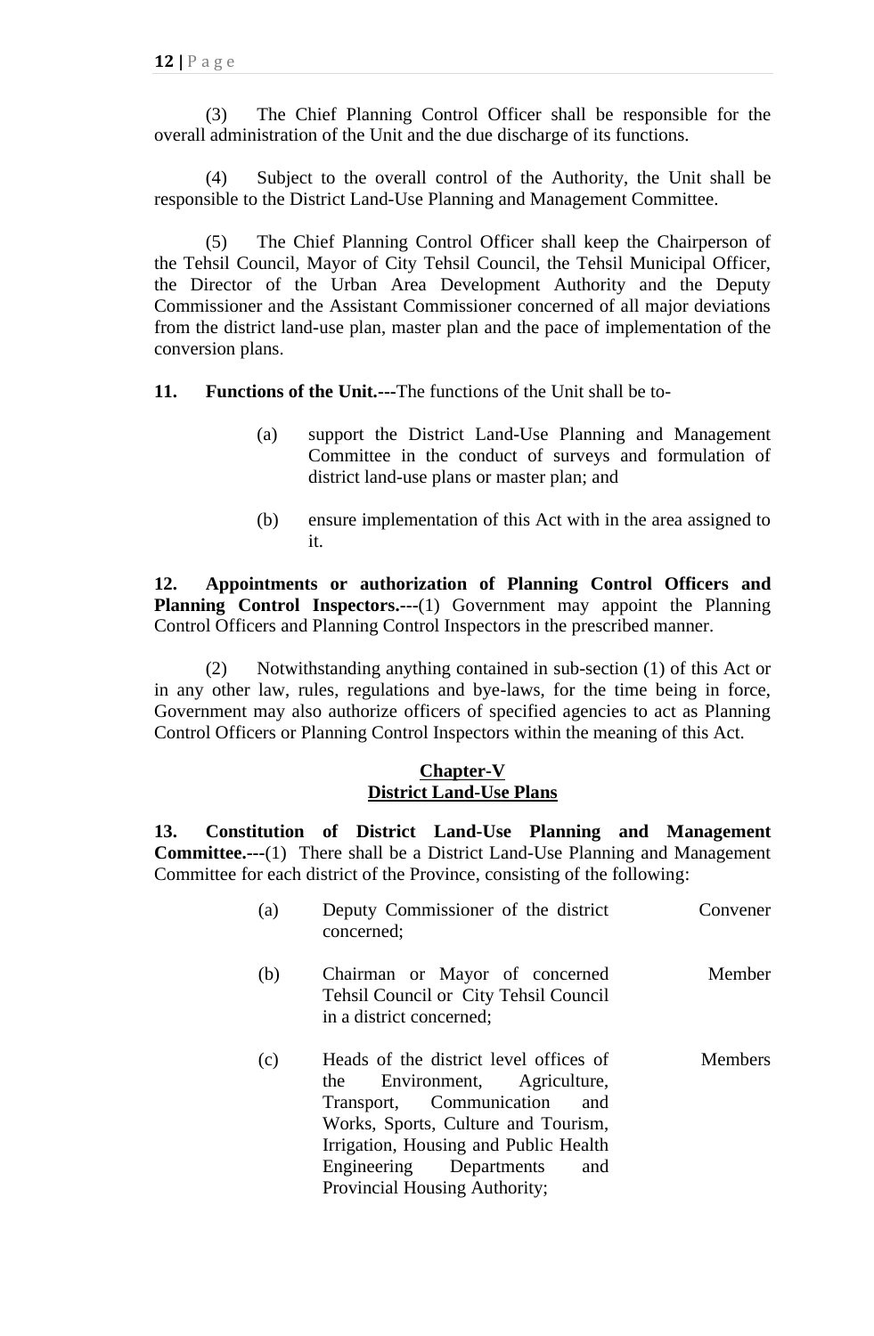(3) The Chief Planning Control Officer shall be responsible for the overall administration of the Unit and the due discharge of its functions.

(4) Subject to the overall control of the Authority, the Unit shall be responsible to the District Land-Use Planning and Management Committee.

(5) The Chief Planning Control Officer shall keep the Chairperson of the Tehsil Council, Mayor of City Tehsil Council, the Tehsil Municipal Officer, the Director of the Urban Area Development Authority and the Deputy Commissioner and the Assistant Commissioner concerned of all major deviations from the district land-use plan, master plan and the pace of implementation of the conversion plans.

**11. Functions of the Unit.---**The functions of the Unit shall be to-

(a) support the District Land-Use Planning and Management Committee in the conduct of surveys and formulation of district land-use plans or master plan; and

(b) ensure implementation of this Act with in the area assigned to it.

**12. Appointments or authorization of Planning Control Officers and Planning Control Inspectors.---**(1) Government may appoint the Planning Control Officers and Planning Control Inspectors in the prescribed manner.

(2) Notwithstanding anything contained in sub-section (1) of this Act or in any other law, rules, regulations and bye-laws, for the time being in force, Government may also authorize officers of specified agencies to act as Planning Control Officers or Planning Control Inspectors within the meaning of this Act.

## Chapter-V
## District Land-Use Plans

**13. Constitution of District Land-Use Planning and Management Committee.---**(1) There shall be a District Land-Use Planning and Management Committee for each district of the Province, consisting of the following:

| | | |
|---|---|---|
| (a) | Deputy Commissioner of the district concerned; | Convener |
| (b) | Chairman or Mayor of concerned Tehsil Council or City Tehsil Council in a district concerned; | Member |
| (c) | Heads of the district level offices of the Environment, Agriculture, Transport, Communication and Works, Sports, Culture and Tourism, Irrigation, Housing and Public Health Engineering Departments and Provincial Housing Authority; | Members |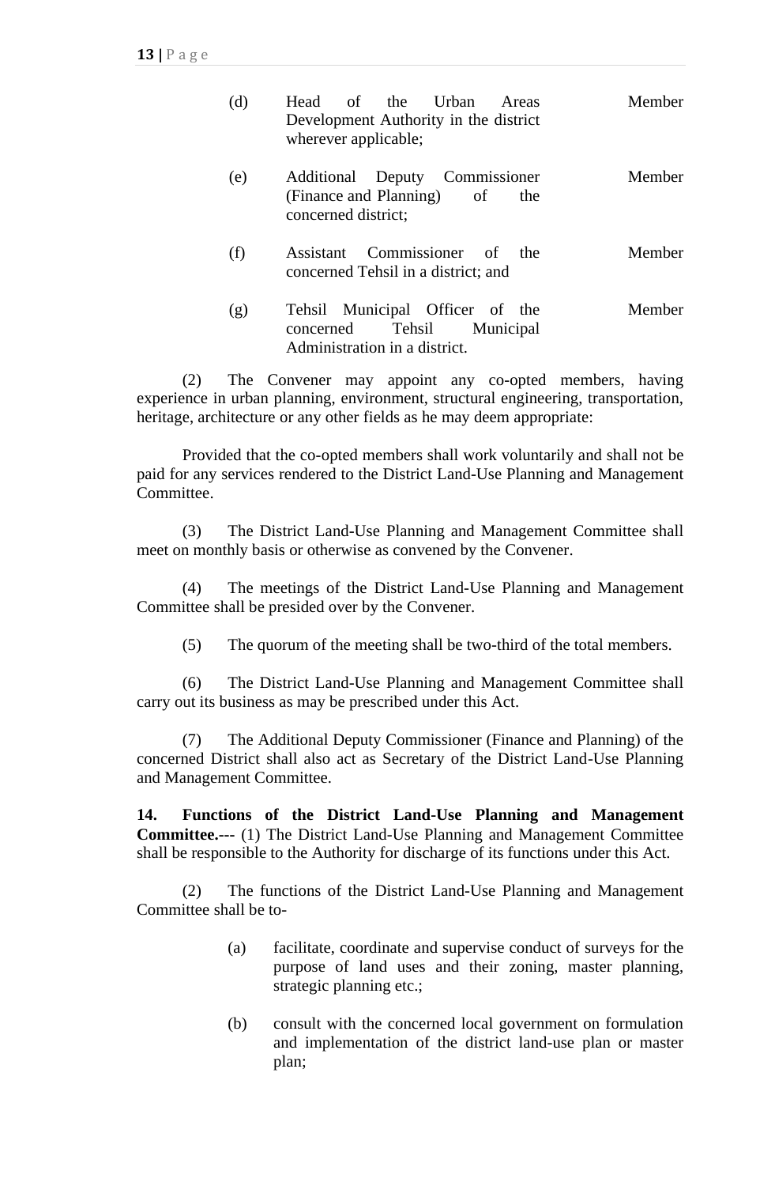| | | |
|---|---|---|
| (d) | Head of the Urban Areas Development Authority in the district wherever applicable; | Member |
| (e) | Additional Deputy Commissioner (Finance and Planning) of the concerned district; | Member |
| (f) | Assistant Commissioner of the concerned Tehsil in a district; and | Member |
| (g) | Tehsil Municipal Officer of the concerned Tehsil Municipal Administration in a district. | Member |

(2) The Convener may appoint any co-opted members, having experience in urban planning, environment, structural engineering, transportation, heritage, architecture or any other fields as he may deem appropriate:

Provided that the co-opted members shall work voluntarily and shall not be paid for any services rendered to the District Land-Use Planning and Management Committee.

(3) The District Land-Use Planning and Management Committee shall meet on monthly basis or otherwise as convened by the Convener.

(4) The meetings of the District Land-Use Planning and Management Committee shall be presided over by the Convener.

(5) The quorum of the meeting shall be two-third of the total members.

(6) The District Land-Use Planning and Management Committee shall carry out its business as may be prescribed under this Act.

(7) The Additional Deputy Commissioner (Finance and Planning) of the concerned District shall also act as Secretary of the District Land-Use Planning and Management Committee.

**14. Functions of the District Land-Use Planning and Management Committee.---** (1) The District Land-Use Planning and Management Committee shall be responsible to the Authority for discharge of its functions under this Act.

(2) The functions of the District Land-Use Planning and Management Committee shall be to-

(a) facilitate, coordinate and supervise conduct of surveys for the purpose of land uses and their zoning, master planning, strategic planning etc.;

(b) consult with the concerned local government on formulation and implementation of the district land-use plan or master plan;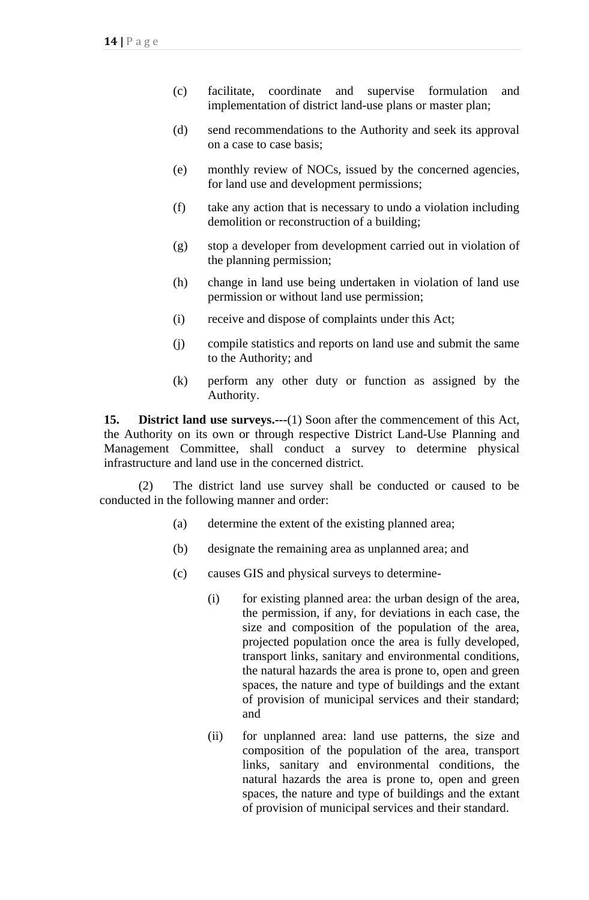(c) facilitate, coordinate and supervise formulation and implementation of district land-use plans or master plan;

(d) send recommendations to the Authority and seek its approval on a case to case basis;

(e) monthly review of NOCs, issued by the concerned agencies, for land use and development permissions;

(f) take any action that is necessary to undo a violation including demolition or reconstruction of a building;

(g) stop a developer from development carried out in violation of the planning permission;

(h) change in land use being undertaken in violation of land use permission or without land use permission;

(i) receive and dispose of complaints under this Act;

(j) compile statistics and reports on land use and submit the same to the Authority; and

(k) perform any other duty or function as assigned by the Authority.

**15. District land use surveys.---**(1) Soon after the commencement of this Act, the Authority on its own or through respective District Land-Use Planning and Management Committee, shall conduct a survey to determine physical infrastructure and land use in the concerned district.

(2) The district land use survey shall be conducted or caused to be conducted in the following manner and order:

(a) determine the extent of the existing planned area;

(b) designate the remaining area as unplanned area; and

(c) causes GIS and physical surveys to determine-

(i) for existing planned area: the urban design of the area, the permission, if any, for deviations in each case, the size and composition of the population of the area, projected population once the area is fully developed, transport links, sanitary and environmental conditions, the natural hazards the area is prone to, open and green spaces, the nature and type of buildings and the extant of provision of municipal services and their standard; and

(ii) for unplanned area: land use patterns, the size and composition of the population of the area, transport links, sanitary and environmental conditions, the natural hazards the area is prone to, open and green spaces, the nature and type of buildings and the extant of provision of municipal services and their standard.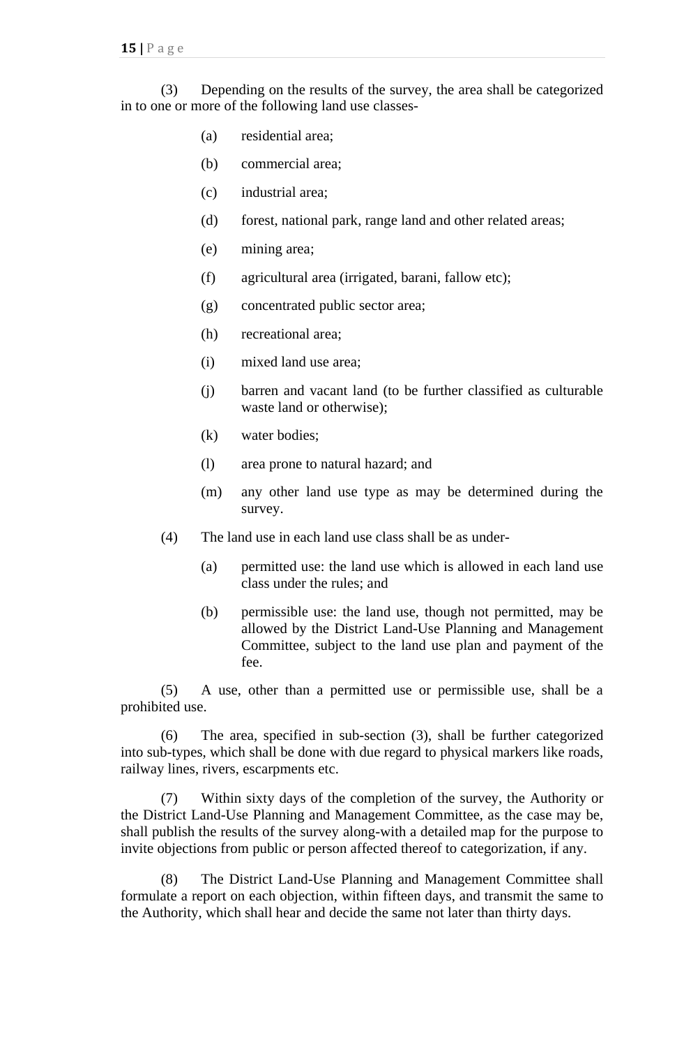(3) Depending on the results of the survey, the area shall be categorized in to one or more of the following land use classes-

(a) residential area;

(b) commercial area;

(c) industrial area;

(d) forest, national park, range land and other related areas;

(e) mining area;

(f) agricultural area (irrigated, barani, fallow etc);

(g) concentrated public sector area;

(h) recreational area;

(i) mixed land use area;

(j) barren and vacant land (to be further classified as culturable waste land or otherwise);

(k) water bodies;

(l) area prone to natural hazard; and

(m) any other land use type as may be determined during the survey.

(4) The land use in each land use class shall be as under-

(a) permitted use: the land use which is allowed in each land use class under the rules; and

(b) permissible use: the land use, though not permitted, may be allowed by the District Land-Use Planning and Management Committee, subject to the land use plan and payment of the fee.

(5) A use, other than a permitted use or permissible use, shall be a prohibited use.

(6) The area, specified in sub-section (3), shall be further categorized into sub-types, which shall be done with due regard to physical markers like roads, railway lines, rivers, escarpments etc.

(7) Within sixty days of the completion of the survey, the Authority or the District Land-Use Planning and Management Committee, as the case may be, shall publish the results of the survey along-with a detailed map for the purpose to invite objections from public or person affected thereof to categorization, if any.

(8) The District Land-Use Planning and Management Committee shall formulate a report on each objection, within fifteen days, and transmit the same to the Authority, which shall hear and decide the same not later than thirty days.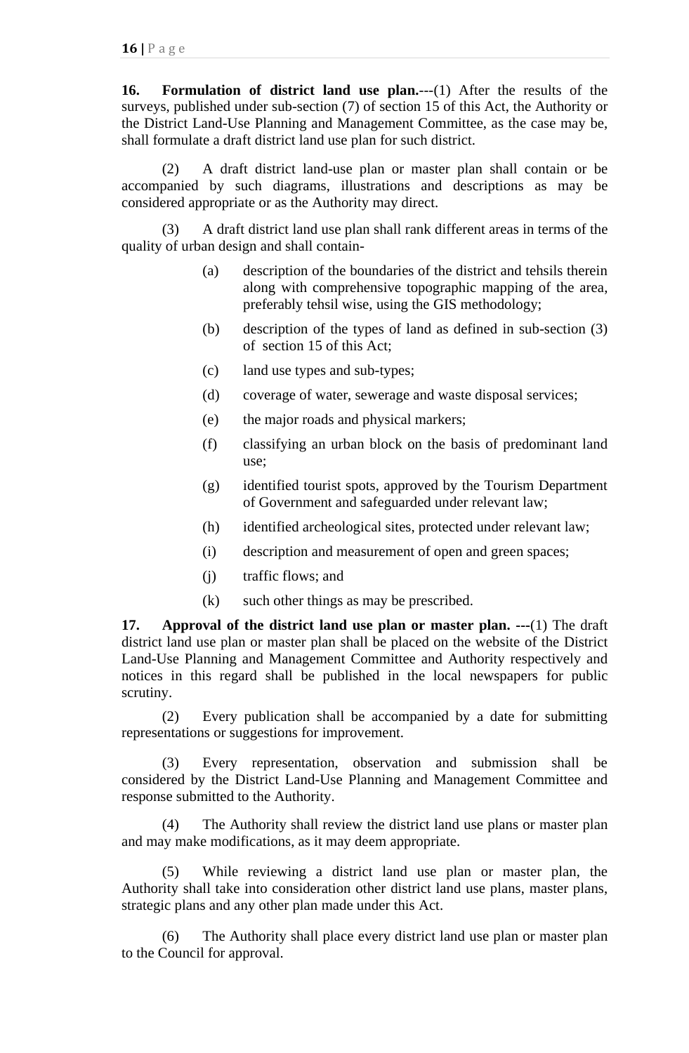**16. Formulation of district land use plan.**---(1) After the results of the surveys, published under sub-section (7) of section 15 of this Act, the Authority or the District Land-Use Planning and Management Committee, as the case may be, shall formulate a draft district land use plan for such district.

(2) A draft district land-use plan or master plan shall contain or be accompanied by such diagrams, illustrations and descriptions as may be considered appropriate or as the Authority may direct.

(3) A draft district land use plan shall rank different areas in terms of the quality of urban design and shall contain-

(a) description of the boundaries of the district and tehsils therein along with comprehensive topographic mapping of the area, preferably tehsil wise, using the GIS methodology;

(b) description of the types of land as defined in sub-section (3) of section 15 of this Act;

(c) land use types and sub-types;

(d) coverage of water, sewerage and waste disposal services;

(e) the major roads and physical markers;

(f) classifying an urban block on the basis of predominant land use;

(g) identified tourist spots, approved by the Tourism Department of Government and safeguarded under relevant law;

(h) identified archeological sites, protected under relevant law;

(i) description and measurement of open and green spaces;

(j) traffic flows; and

(k) such other things as may be prescribed.

**17. Approval of the district land use plan or master plan. ---**(1) The draft district land use plan or master plan shall be placed on the website of the District Land-Use Planning and Management Committee and Authority respectively and notices in this regard shall be published in the local newspapers for public scrutiny.

(2) Every publication shall be accompanied by a date for submitting representations or suggestions for improvement.

(3) Every representation, observation and submission shall be considered by the District Land-Use Planning and Management Committee and response submitted to the Authority.

(4) The Authority shall review the district land use plans or master plan and may make modifications, as it may deem appropriate.

(5) While reviewing a district land use plan or master plan, the Authority shall take into consideration other district land use plans, master plans, strategic plans and any other plan made under this Act.

(6) The Authority shall place every district land use plan or master plan to the Council for approval.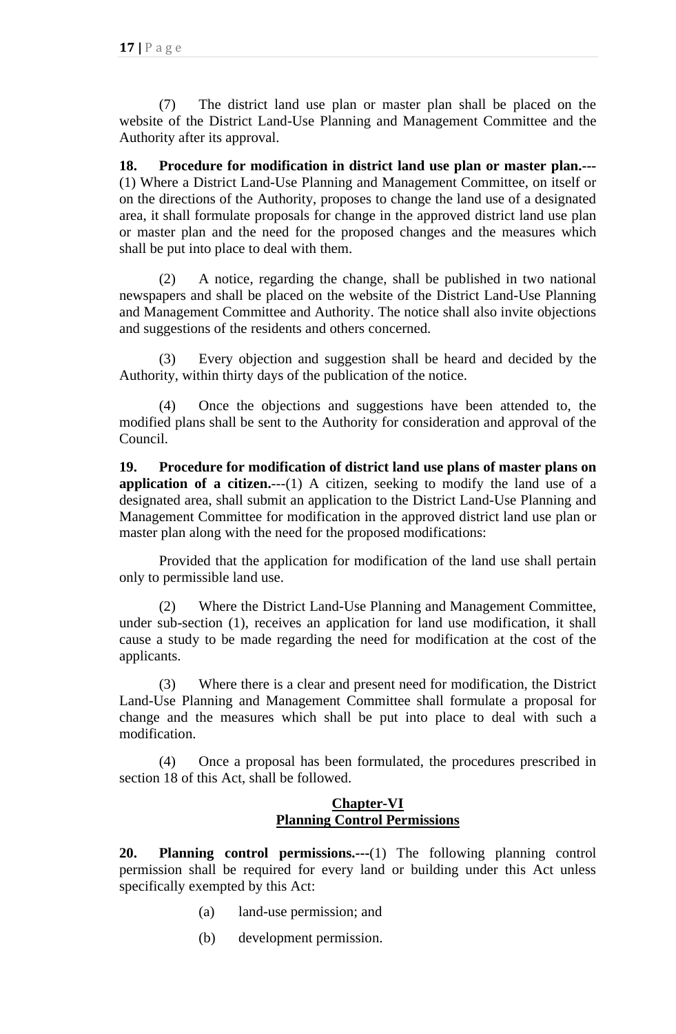(7) The district land use plan or master plan shall be placed on the website of the District Land-Use Planning and Management Committee and the Authority after its approval.

**18. Procedure for modification in district land use plan or master plan.---** (1) Where a District Land-Use Planning and Management Committee, on itself or on the directions of the Authority, proposes to change the land use of a designated area, it shall formulate proposals for change in the approved district land use plan or master plan and the need for the proposed changes and the measures which shall be put into place to deal with them.

(2) A notice, regarding the change, shall be published in two national newspapers and shall be placed on the website of the District Land-Use Planning and Management Committee and Authority. The notice shall also invite objections and suggestions of the residents and others concerned.

(3) Every objection and suggestion shall be heard and decided by the Authority, within thirty days of the publication of the notice.

(4) Once the objections and suggestions have been attended to, the modified plans shall be sent to the Authority for consideration and approval of the Council.

**19. Procedure for modification of district land use plans of master plans on application of a citizen.**---(1) A citizen, seeking to modify the land use of a designated area, shall submit an application to the District Land-Use Planning and Management Committee for modification in the approved district land use plan or master plan along with the need for the proposed modifications:

Provided that the application for modification of the land use shall pertain only to permissible land use.

(2) Where the District Land-Use Planning and Management Committee, under sub-section (1), receives an application for land use modification, it shall cause a study to be made regarding the need for modification at the cost of the applicants.

(3) Where there is a clear and present need for modification, the District Land-Use Planning and Management Committee shall formulate a proposal for change and the measures which shall be put into place to deal with such a modification.

(4) Once a proposal has been formulated, the procedures prescribed in section 18 of this Act, shall be followed.

## Chapter-VI
## Planning Control Permissions

**20. Planning control permissions.---**(1) The following planning control permission shall be required for every land or building under this Act unless specifically exempted by this Act:

(a) land-use permission; and

(b) development permission.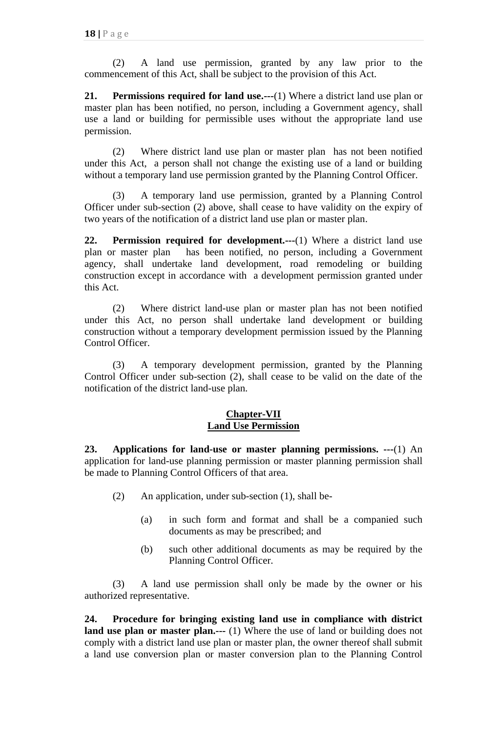(2) A land use permission, granted by any law prior to the commencement of this Act, shall be subject to the provision of this Act.

**21. Permissions required for land use.---**(1) Where a district land use plan or master plan has been notified, no person, including a Government agency, shall use a land or building for permissible uses without the appropriate land use permission.

(2) Where district land use plan or master plan has not been notified under this Act, a person shall not change the existing use of a land or building without a temporary land use permission granted by the Planning Control Officer.

(3) A temporary land use permission, granted by a Planning Control Officer under sub-section (2) above, shall cease to have validity on the expiry of two years of the notification of a district land use plan or master plan.

**22. Permission required for development.---**(1) Where a district land use plan or master plan has been notified, no person, including a Government agency, shall undertake land development, road remodeling or building construction except in accordance with a development permission granted under this Act.

(2) Where district land-use plan or master plan has not been notified under this Act, no person shall undertake land development or building construction without a temporary development permission issued by the Planning Control Officer.

(3) A temporary development permission, granted by the Planning Control Officer under sub-section (2), shall cease to be valid on the date of the notification of the district land-use plan.

## Chapter-VII
## Land Use Permission

**23. Applications for land-use or master planning permissions. ---**(1) An application for land-use planning permission or master planning permission shall be made to Planning Control Officers of that area.

(2) An application, under sub-section (1), shall be-

(a) in such form and format and shall be a companied such documents as may be prescribed; and

(b) such other additional documents as may be required by the Planning Control Officer.

(3) A land use permission shall only be made by the owner or his authorized representative.

**24. Procedure for bringing existing land use in compliance with district land use plan or master plan.---** (1) Where the use of land or building does not comply with a district land use plan or master plan, the owner thereof shall submit a land use conversion plan or master conversion plan to the Planning Control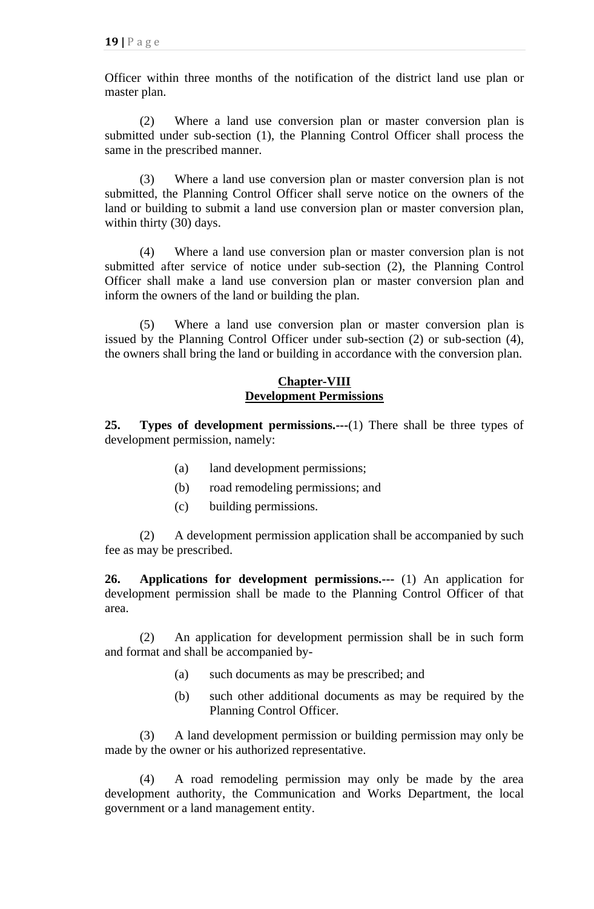Officer within three months of the notification of the district land use plan or master plan.

(2) Where a land use conversion plan or master conversion plan is submitted under sub-section (1), the Planning Control Officer shall process the same in the prescribed manner.

(3) Where a land use conversion plan or master conversion plan is not submitted, the Planning Control Officer shall serve notice on the owners of the land or building to submit a land use conversion plan or master conversion plan, within thirty (30) days.

(4) Where a land use conversion plan or master conversion plan is not submitted after service of notice under sub-section (2), the Planning Control Officer shall make a land use conversion plan or master conversion plan and inform the owners of the land or building the plan.

(5) Where a land use conversion plan or master conversion plan is issued by the Planning Control Officer under sub-section (2) or sub-section (4), the owners shall bring the land or building in accordance with the conversion plan.

## Chapter-VIII
## Development Permissions

**25. Types of development permissions.---**(1) There shall be three types of development permission, namely:

(a) land development permissions;

(b) road remodeling permissions; and

(c) building permissions.

(2) A development permission application shall be accompanied by such fee as may be prescribed.

**26. Applications for development permissions.---** (1) An application for development permission shall be made to the Planning Control Officer of that area.

(2) An application for development permission shall be in such form and format and shall be accompanied by-

(a) such documents as may be prescribed; and

(b) such other additional documents as may be required by the Planning Control Officer.

(3) A land development permission or building permission may only be made by the owner or his authorized representative.

(4) A road remodeling permission may only be made by the area development authority, the Communication and Works Department, the local government or a land management entity.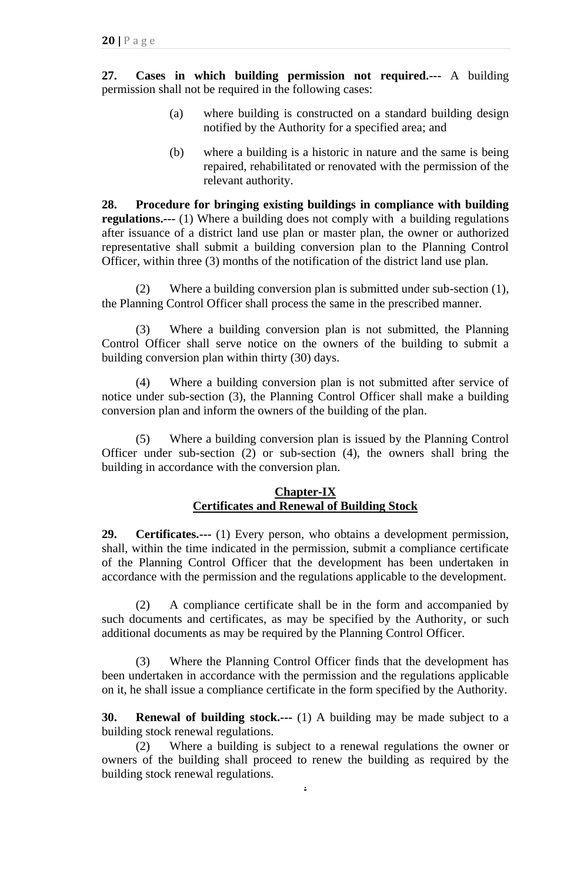**27. Cases in which building permission not required.---** A building permission shall not be required in the following cases:

> (a) where building is constructed on a standard building design notified by the Authority for a specified area; and
>
> (b) where a building is a historic in nature and the same is being repaired, rehabilitated or renovated with the permission of the relevant authority.

**28. Procedure for bringing existing buildings in compliance with building regulations.---** (1) Where a building does not comply with a building regulations after issuance of a district land use plan or master plan, the owner or authorized representative shall submit a building conversion plan to the Planning Control Officer, within three (3) months of the notification of the district land use plan.

(2) Where a building conversion plan is submitted under sub-section (1), the Planning Control Officer shall process the same in the prescribed manner.

(3) Where a building conversion plan is not submitted, the Planning Control Officer shall serve notice on the owners of the building to submit a building conversion plan within thirty (30) days.

(4) Where a building conversion plan is not submitted after service of notice under sub-section (3), the Planning Control Officer shall make a building conversion plan and inform the owners of the building of the plan.

(5) Where a building conversion plan is issued by the Planning Control Officer under sub-section (2) or sub-section (4), the owners shall bring the building in accordance with the conversion plan.

## Chapter-IX
## Certificates and Renewal of Building Stock

**29. Certificates.---** (1) Every person, who obtains a development permission, shall, within the time indicated in the permission, submit a compliance certificate of the Planning Control Officer that the development has been undertaken in accordance with the permission and the regulations applicable to the development.

(2) A compliance certificate shall be in the form and accompanied by such documents and certificates, as may be specified by the Authority, or such additional documents as may be required by the Planning Control Officer.

(3) Where the Planning Control Officer finds that the development has been undertaken in accordance with the permission and the regulations applicable on it, he shall issue a compliance certificate in the form specified by the Authority.

**30. Renewal of building stock.---** (1) A building may be made subject to a building stock renewal regulations.

(2) Where a building is subject to a renewal regulations the owner or owners of the building shall proceed to renew the building as required by the building stock renewal regulations.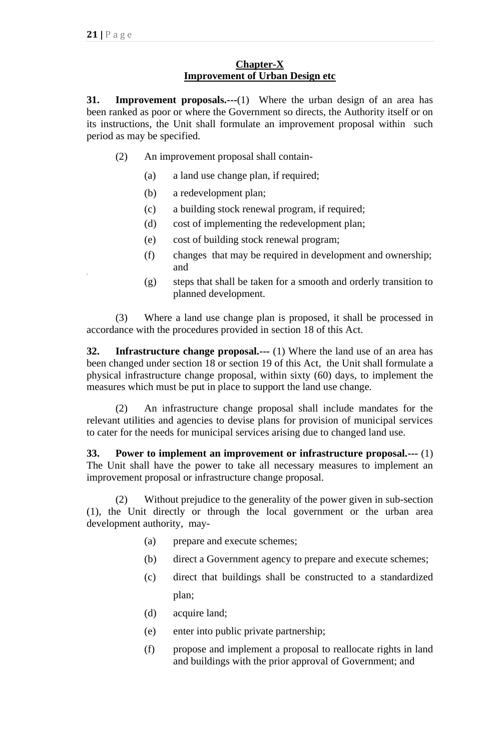## Chapter-X
## Improvement of Urban Design etc

**31. Improvement proposals.**---(1) Where the urban design of an area has been ranked as poor or where the Government so directs, the Authority itself or on its instructions, the Unit shall formulate an improvement proposal within such period as may be specified.

(2) An improvement proposal shall contain-

(a) a land use change plan, if required;

(b) a redevelopment plan;

(c) a building stock renewal program, if required;

(d) cost of implementing the redevelopment plan;

(e) cost of building stock renewal program;

(f) changes that may be required in development and ownership; and

(g) steps that shall be taken for a smooth and orderly transition to planned development.

(3) Where a land use change plan is proposed, it shall be processed in accordance with the procedures provided in section 18 of this Act.

**32. Infrastructure change proposal.---** (1) Where the land use of an area has been changed under section 18 or section 19 of this Act, the Unit shall formulate a physical infrastructure change proposal, within sixty (60) days, to implement the measures which must be put in place to support the land use change.

(2) An infrastructure change proposal shall include mandates for the relevant utilities and agencies to devise plans for provision of municipal services to cater for the needs for municipal services arising due to changed land use.

**33. Power to implement an improvement or infrastructure proposal.---** (1) The Unit shall have the power to take all necessary measures to implement an improvement proposal or infrastructure change proposal.

(2) Without prejudice to the generality of the power given in sub-section (1), the Unit directly or through the local government or the urban area development authority, may-

(a) prepare and execute schemes;

(b) direct a Government agency to prepare and execute schemes;

(c) direct that buildings shall be constructed to a standardized plan;

(d) acquire land;

(e) enter into public private partnership;

(f) propose and implement a proposal to reallocate rights in land and buildings with the prior approval of Government; and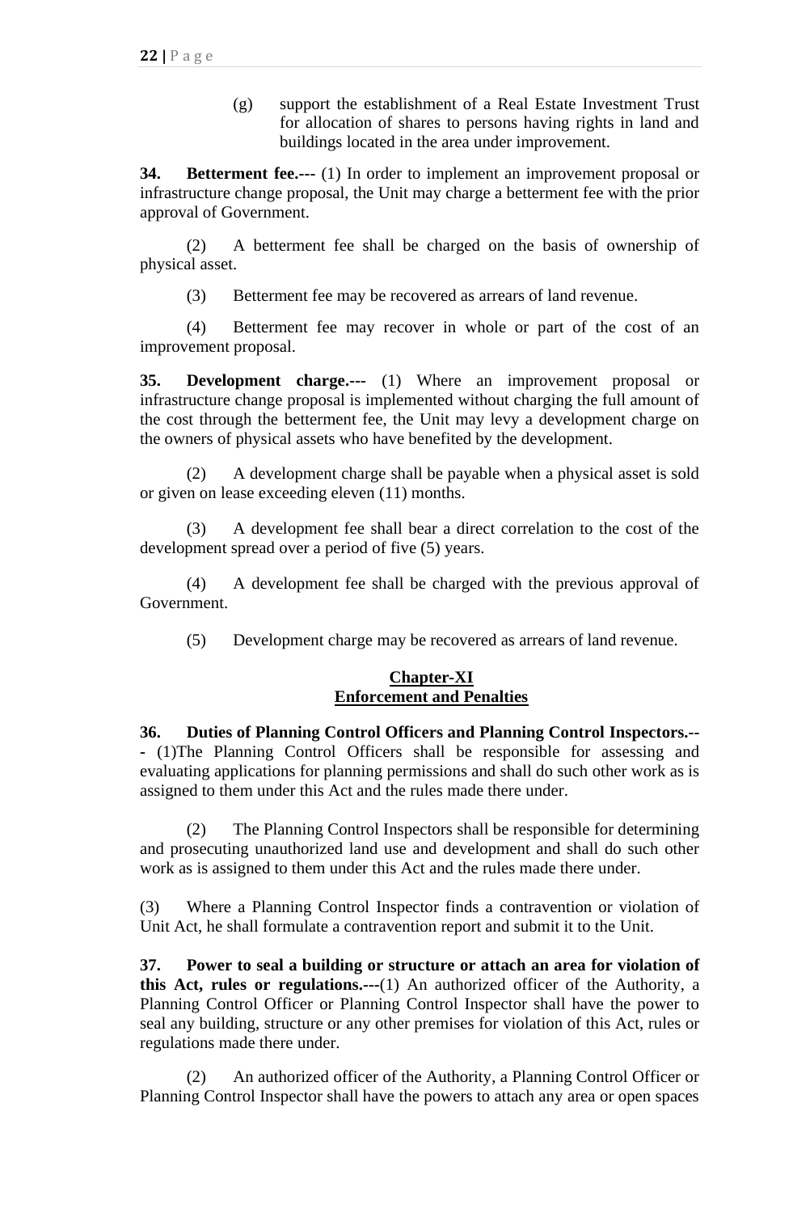(g) support the establishment of a Real Estate Investment Trust for allocation of shares to persons having rights in land and buildings located in the area under improvement.

**34. Betterment fee.---** (1) In order to implement an improvement proposal or infrastructure change proposal, the Unit may charge a betterment fee with the prior approval of Government.

(2) A betterment fee shall be charged on the basis of ownership of physical asset.

(3) Betterment fee may be recovered as arrears of land revenue.

(4) Betterment fee may recover in whole or part of the cost of an improvement proposal.

**35. Development charge.---** (1) Where an improvement proposal or infrastructure change proposal is implemented without charging the full amount of the cost through the betterment fee, the Unit may levy a development charge on the owners of physical assets who have benefited by the development.

(2) A development charge shall be payable when a physical asset is sold or given on lease exceeding eleven (11) months.

(3) A development fee shall bear a direct correlation to the cost of the development spread over a period of five (5) years.

(4) A development fee shall be charged with the previous approval of Government.

(5) Development charge may be recovered as arrears of land revenue.

## Chapter-XI
## Enforcement and Penalties

**36. Duties of Planning Control Officers and Planning Control Inspectors.---** (1)The Planning Control Officers shall be responsible for assessing and evaluating applications for planning permissions and shall do such other work as is assigned to them under this Act and the rules made there under.

(2) The Planning Control Inspectors shall be responsible for determining and prosecuting unauthorized land use and development and shall do such other work as is assigned to them under this Act and the rules made there under.

(3) Where a Planning Control Inspector finds a contravention or violation of Unit Act, he shall formulate a contravention report and submit it to the Unit.

**37. Power to seal a building or structure or attach an area for violation of this Act, rules or regulations.---**(1) An authorized officer of the Authority, a Planning Control Officer or Planning Control Inspector shall have the power to seal any building, structure or any other premises for violation of this Act, rules or regulations made there under.

(2) An authorized officer of the Authority, a Planning Control Officer or Planning Control Inspector shall have the powers to attach any area or open spaces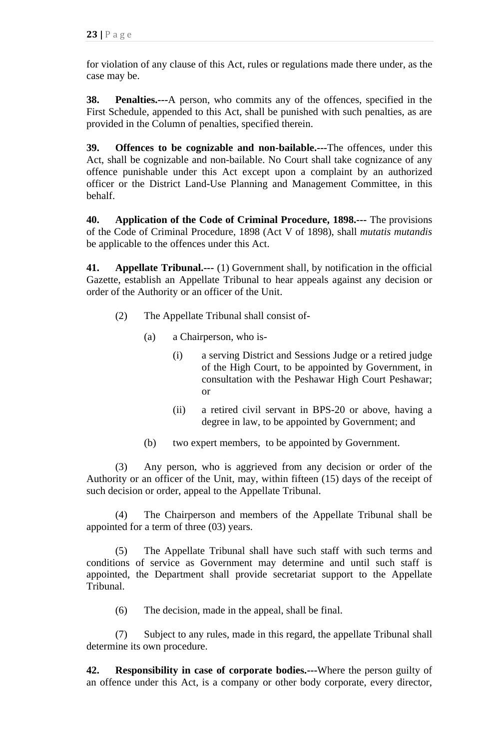for violation of any clause of this Act, rules or regulations made there under, as the case may be.

**38. Penalties.---**A person, who commits any of the offences, specified in the First Schedule, appended to this Act, shall be punished with such penalties, as are provided in the Column of penalties, specified therein.

**39. Offences to be cognizable and non-bailable.---**The offences, under this Act, shall be cognizable and non-bailable. No Court shall take cognizance of any offence punishable under this Act except upon a complaint by an authorized officer or the District Land-Use Planning and Management Committee, in this behalf.

**40. Application of the Code of Criminal Procedure, 1898.---** The provisions of the Code of Criminal Procedure, 1898 (Act V of 1898), shall *mutatis mutandis* be applicable to the offences under this Act.

**41. Appellate Tribunal.---** (1) Government shall, by notification in the official Gazette, establish an Appellate Tribunal to hear appeals against any decision or order of the Authority or an officer of the Unit.

(2) The Appellate Tribunal shall consist of-

(a) a Chairperson, who is-

(i) a serving District and Sessions Judge or a retired judge of the High Court, to be appointed by Government, in consultation with the Peshawar High Court Peshawar; or

(ii) a retired civil servant in BPS-20 or above, having a degree in law, to be appointed by Government; and

(b) two expert members, to be appointed by Government.

(3) Any person, who is aggrieved from any decision or order of the Authority or an officer of the Unit, may, within fifteen (15) days of the receipt of such decision or order, appeal to the Appellate Tribunal.

(4) The Chairperson and members of the Appellate Tribunal shall be appointed for a term of three (03) years.

(5) The Appellate Tribunal shall have such staff with such terms and conditions of service as Government may determine and until such staff is appointed, the Department shall provide secretariat support to the Appellate Tribunal.

(6) The decision, made in the appeal, shall be final.

(7) Subject to any rules, made in this regard, the appellate Tribunal shall determine its own procedure.

**42. Responsibility in case of corporate bodies.---**Where the person guilty of an offence under this Act, is a company or other body corporate, every director,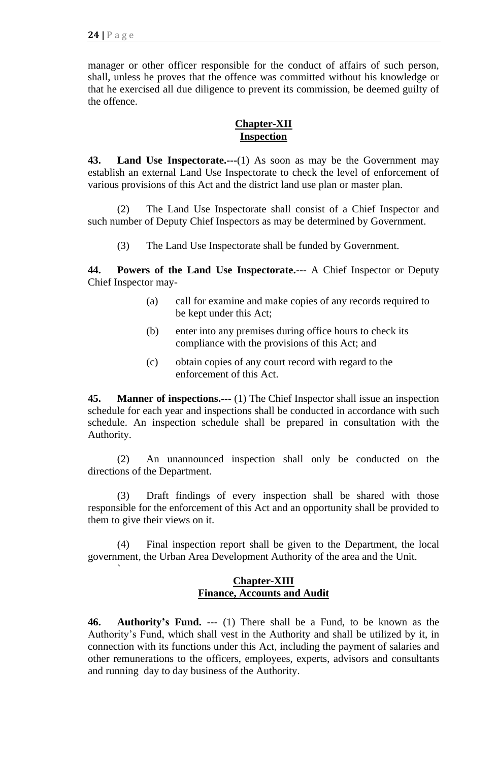manager or other officer responsible for the conduct of affairs of such person, shall, unless he proves that the offence was committed without his knowledge or that he exercised all due diligence to prevent its commission, be deemed guilty of the offence.

## Chapter-XII
## Inspection

**43. Land Use Inspectorate.---**(1) As soon as may be the Government may establish an external Land Use Inspectorate to check the level of enforcement of various provisions of this Act and the district land use plan or master plan.

(2) The Land Use Inspectorate shall consist of a Chief Inspector and such number of Deputy Chief Inspectors as may be determined by Government.

(3) The Land Use Inspectorate shall be funded by Government.

**44. Powers of the Land Use Inspectorate.---** A Chief Inspector or Deputy Chief Inspector may-

(a) call for examine and make copies of any records required to be kept under this Act;

(b) enter into any premises during office hours to check its compliance with the provisions of this Act; and

(c) obtain copies of any court record with regard to the enforcement of this Act.

**45. Manner of inspections.---** (1) The Chief Inspector shall issue an inspection schedule for each year and inspections shall be conducted in accordance with such schedule. An inspection schedule shall be prepared in consultation with the Authority.

(2) An unannounced inspection shall only be conducted on the directions of the Department.

(3) Draft findings of every inspection shall be shared with those responsible for the enforcement of this Act and an opportunity shall be provided to them to give their views on it.

(4) Final inspection report shall be given to the Department, the local government, the Urban Area Development Authority of the area and the Unit.

## Chapter-XIII
## Finance, Accounts and Audit

**46. Authority's Fund. ---** (1) There shall be a Fund, to be known as the Authority's Fund, which shall vest in the Authority and shall be utilized by it, in connection with its functions under this Act, including the payment of salaries and other remunerations to the officers, employees, experts, advisors and consultants and running day to day business of the Authority.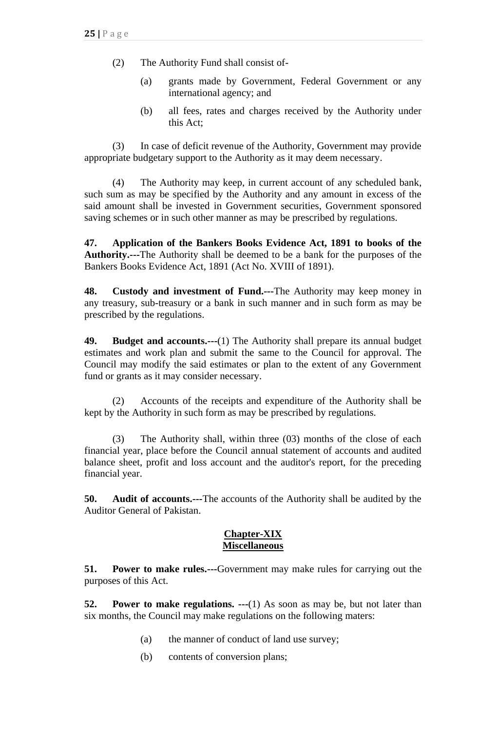(2) The Authority Fund shall consist of-

(a) grants made by Government, Federal Government or any international agency; and

(b) all fees, rates and charges received by the Authority under this Act;

(3) In case of deficit revenue of the Authority, Government may provide appropriate budgetary support to the Authority as it may deem necessary.

(4) The Authority may keep, in current account of any scheduled bank, such sum as may be specified by the Authority and any amount in excess of the said amount shall be invested in Government securities, Government sponsored saving schemes or in such other manner as may be prescribed by regulations.

**47. Application of the Bankers Books Evidence Act, 1891 to books of the Authority.---**The Authority shall be deemed to be a bank for the purposes of the Bankers Books Evidence Act, 1891 (Act No. XVIII of 1891).

**48. Custody and investment of Fund.---**The Authority may keep money in any treasury, sub-treasury or a bank in such manner and in such form as may be prescribed by the regulations.

**49. Budget and accounts.---**(1) The Authority shall prepare its annual budget estimates and work plan and submit the same to the Council for approval. The Council may modify the said estimates or plan to the extent of any Government fund or grants as it may consider necessary.

(2) Accounts of the receipts and expenditure of the Authority shall be kept by the Authority in such form as may be prescribed by regulations.

(3) The Authority shall, within three (03) months of the close of each financial year, place before the Council annual statement of accounts and audited balance sheet, profit and loss account and the auditor's report, for the preceding financial year.

**50. Audit of accounts.---**The accounts of the Authority shall be audited by the Auditor General of Pakistan.

## Chapter-XIX
## Miscellaneous

**51. Power to make rules.---**Government may make rules for carrying out the purposes of this Act.

**52. Power to make regulations. ---**(1) As soon as may be, but not later than six months, the Council may make regulations on the following maters:

(a) the manner of conduct of land use survey;

(b) contents of conversion plans;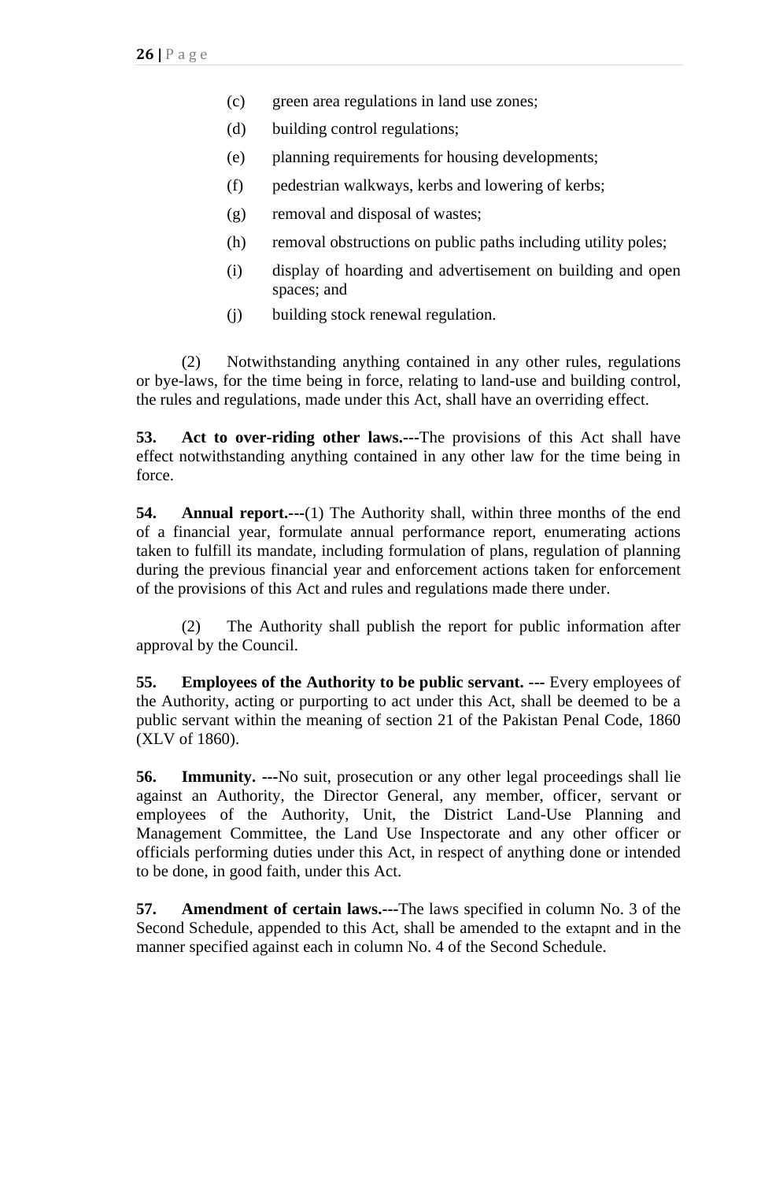(c) green area regulations in land use zones;

(d) building control regulations;

(e) planning requirements for housing developments;

(f) pedestrian walkways, kerbs and lowering of kerbs;

(g) removal and disposal of wastes;

(h) removal obstructions on public paths including utility poles;

(i) display of hoarding and advertisement on building and open spaces; and

(j) building stock renewal regulation.

(2) Notwithstanding anything contained in any other rules, regulations or bye-laws, for the time being in force, relating to land-use and building control, the rules and regulations, made under this Act, shall have an overriding effect.

**53. Act to over-riding other laws.---**The provisions of this Act shall have effect notwithstanding anything contained in any other law for the time being in force.

**54. Annual report.---**(1) The Authority shall, within three months of the end of a financial year, formulate annual performance report, enumerating actions taken to fulfill its mandate, including formulation of plans, regulation of planning during the previous financial year and enforcement actions taken for enforcement of the provisions of this Act and rules and regulations made there under.

(2) The Authority shall publish the report for public information after approval by the Council.

**55. Employees of the Authority to be public servant. ---** Every employees of the Authority, acting or purporting to act under this Act, shall be deemed to be a public servant within the meaning of section 21 of the Pakistan Penal Code, 1860 (XLV of 1860).

**56. Immunity. ---**No suit, prosecution or any other legal proceedings shall lie against an Authority, the Director General, any member, officer, servant or employees of the Authority, Unit, the District Land-Use Planning and Management Committee, the Land Use Inspectorate and any other officer or officials performing duties under this Act, in respect of anything done or intended to be done, in good faith, under this Act.

**57. Amendment of certain laws.---**The laws specified in column No. 3 of the Second Schedule, appended to this Act, shall be amended to the extapnt and in the manner specified against each in column No. 4 of the Second Schedule.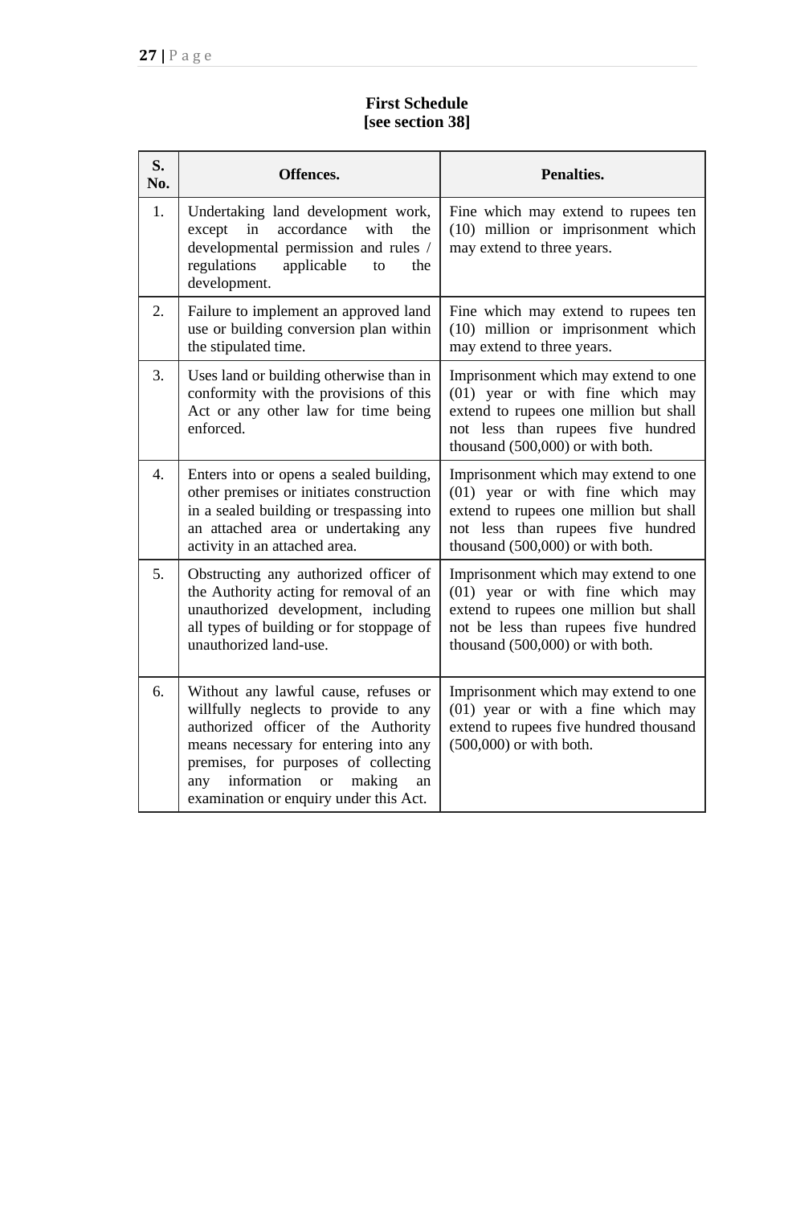**First Schedule**
**[see section 38]**

| S. No. | Offences. | Penalties. |
|---|---|---|
| 1. | Undertaking land development work, except in accordance with the developmental permission and rules / regulations applicable to the development. | Fine which may extend to rupees ten (10) million or imprisonment which may extend to three years. |
| 2. | Failure to implement an approved land use or building conversion plan within the stipulated time. | Fine which may extend to rupees ten (10) million or imprisonment which may extend to three years. |
| 3. | Uses land or building otherwise than in conformity with the provisions of this Act or any other law for time being enforced. | Imprisonment which may extend to one (01) year or with fine which may extend to rupees one million but shall not less than rupees five hundred thousand (500,000) or with both. |
| 4. | Enters into or opens a sealed building, other premises or initiates construction in a sealed building or trespassing into an attached area or undertaking any activity in an attached area. | Imprisonment which may extend to one (01) year or with fine which may extend to rupees one million but shall not less than rupees five hundred thousand (500,000) or with both. |
| 5. | Obstructing any authorized officer of the Authority acting for removal of an unauthorized development, including all types of building or for stoppage of unauthorized land-use. | Imprisonment which may extend to one (01) year or with fine which may extend to rupees one million but shall not be less than rupees five hundred thousand (500,000) or with both. |
| 6. | Without any lawful cause, refuses or willfully neglects to provide to any authorized officer of the Authority means necessary for entering into any premises, for purposes of collecting any information or making an examination or enquiry under this Act. | Imprisonment which may extend to one (01) year or with a fine which may extend to rupees five hundred thousand (500,000) or with both. |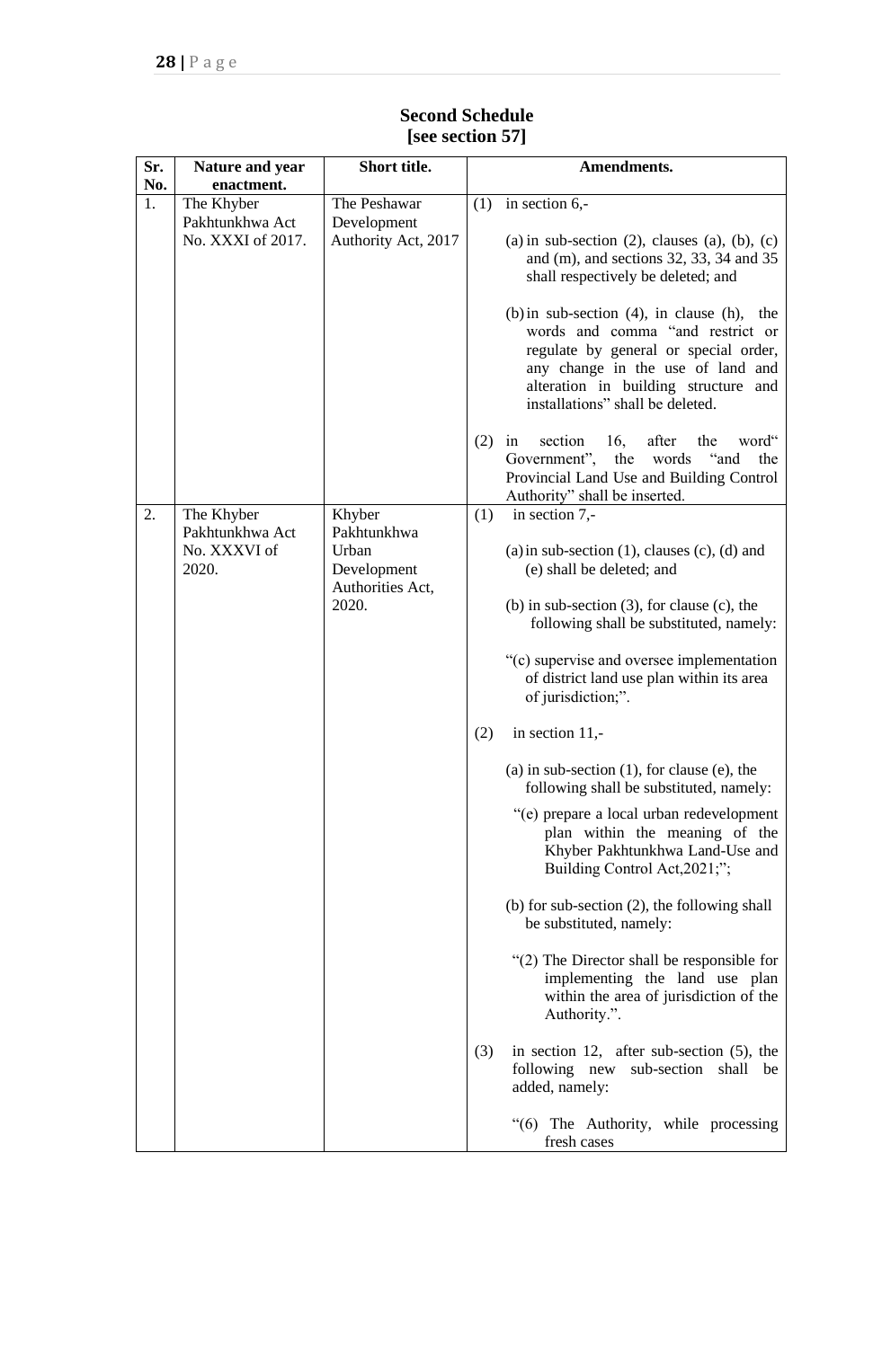**Second Schedule**
**[see section 57]**

| Sr. No. | Nature and year enactment. | Short title. | Amendments. |
|---|---|---|---|
| 1. | The Khyber Pakhtunkhwa Act No. XXXI of 2017. | The Peshawar Development Authority Act, 2017 | (1) in section 6,-<br><br>(a) in sub-section (2), clauses (a), (b), (c) and (m), and sections 32, 33, 34 and 35 shall respectively be deleted; and<br><br>(b) in sub-section (4), in clause (h), the words and comma "and restrict or regulate by general or special order, any change in the use of land and alteration in building structure and installations" shall be deleted.<br><br>(2) in section 16, after the word" Government", the words "and the Provincial Land Use and Building Control Authority" shall be inserted. |
| 2. | The Khyber Pakhtunkhwa Act No. XXXVI of 2020. | Khyber Pakhtunkhwa Urban Development Authorities Act, 2020. | (1) in section 7,-<br><br>(a) in sub-section (1), clauses (c), (d) and (e) shall be deleted; and<br><br>(b) in sub-section (3), for clause (c), the following shall be substituted, namely:<br><br>"(c) supervise and oversee implementation of district land use plan within its area of jurisdiction;".<br><br>(2) in section 11,-<br><br>(a) in sub-section (1), for clause (e), the following shall be substituted, namely:<br><br>"(e) prepare a local urban redevelopment plan within the meaning of the Khyber Pakhtunkhwa Land-Use and Building Control Act,2021;";<br><br>(b) for sub-section (2), the following shall be substituted, namely:<br><br>"(2) The Director shall be responsible for implementing the land use plan within the area of jurisdiction of the Authority.".<br><br>(3) in section 12, after sub-section (5), the following new sub-section shall be added, namely:<br><br>"(6) The Authority, while processing fresh cases |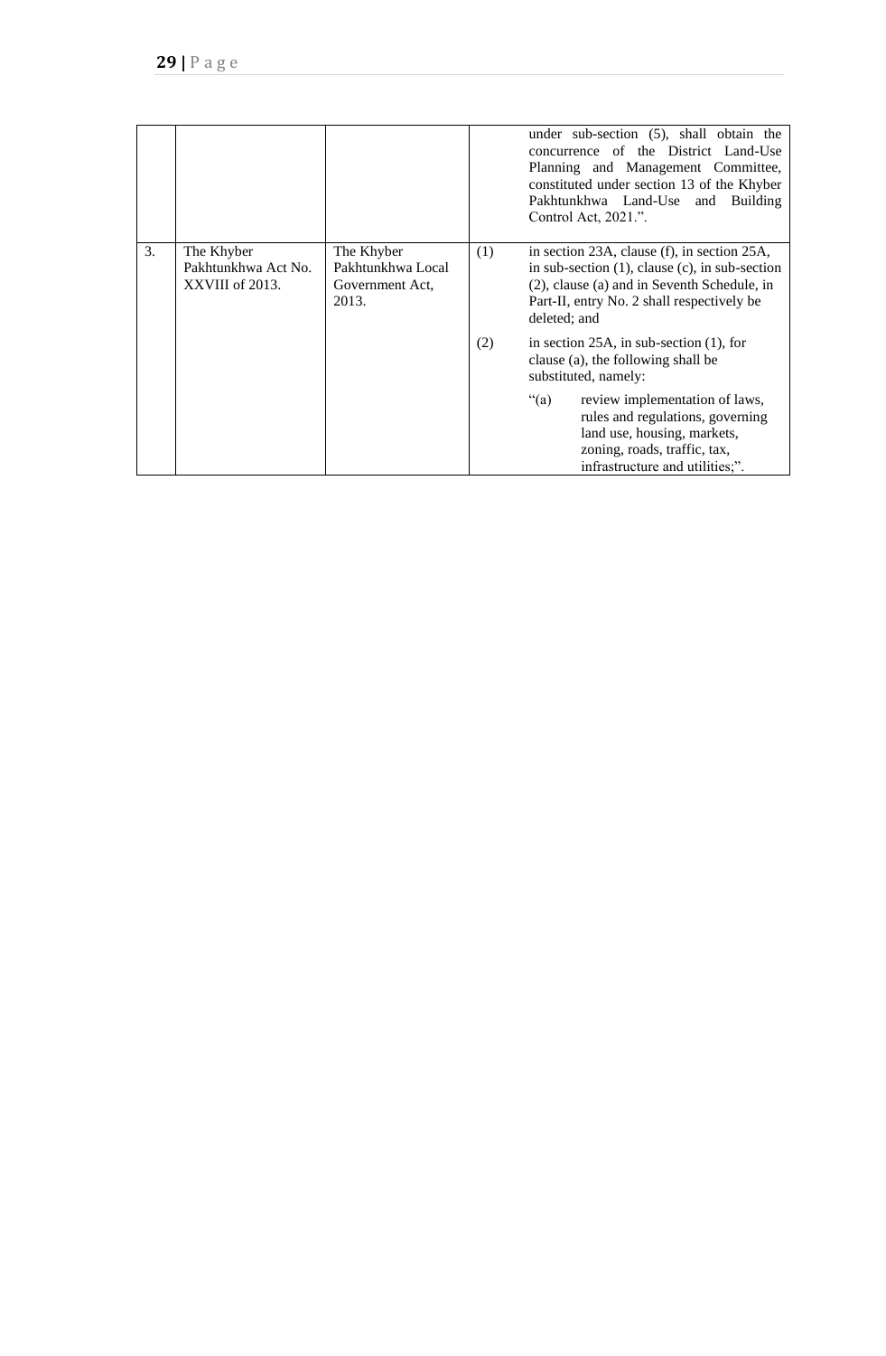| | | | | |
|---|---|---|---|---|
| | | | | under sub-section (5), shall obtain the concurrence of the District Land-Use Planning and Management Committee, constituted under section 13 of the Khyber Pakhtunkhwa Land-Use and Building Control Act, 2021.". |
| 3. | The Khyber Pakhtunkhwa Act No. XXVIII of 2013. | The Khyber Pakhtunkhwa Local Government Act, 2013. | (1) | in section 23A, clause (f), in section 25A, in sub-section (1), clause (c), in sub-section (2), clause (a) and in Seventh Schedule, in Part-II, entry No. 2 shall respectively be deleted; and |
| | | | (2) | in section 25A, in sub-section (1), for clause (a), the following shall be substituted, namely: |
| | | | | "(a) review implementation of laws, rules and regulations, governing land use, housing, markets, zoning, roads, traffic, tax, infrastructure and utilities;". |